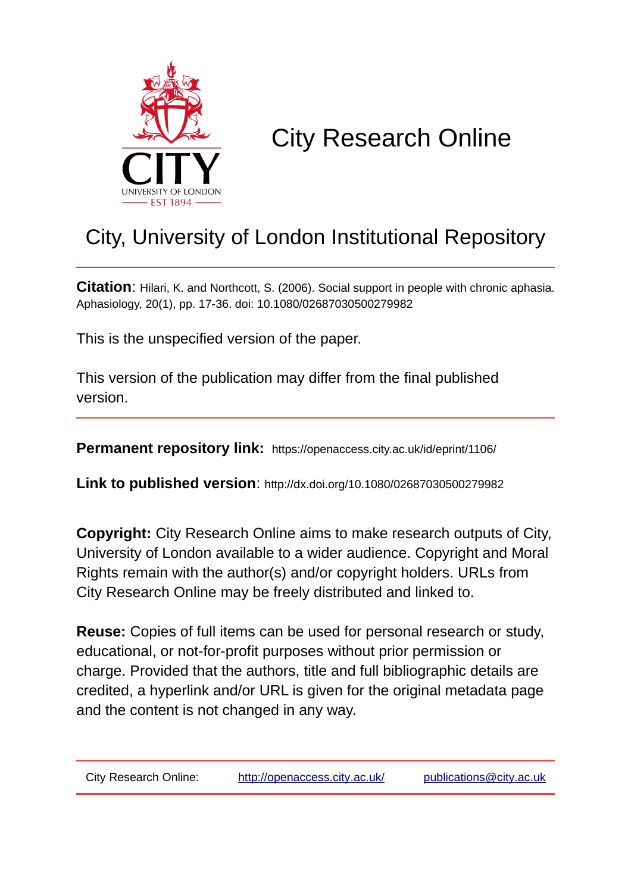# City Research Online

## City, University of London Institutional Repository

**Citation**: Hilari, K. and Northcott, S. (2006). Social support in people with chronic aphasia. Aphasiology, 20(1), pp. 17-36. doi: 10.1080/02687030500279982

This is the unspecified version of the paper.

This version of the publication may differ from the final published version.

**Permanent repository link:** https://openaccess.city.ac.uk/id/eprint/1106/

**Link to published version**: http://dx.doi.org/10.1080/02687030500279982

**Copyright:** City Research Online aims to make research outputs of City, University of London available to a wider audience. Copyright and Moral Rights remain with the author(s) and/or copyright holders. URLs from City Research Online may be freely distributed and linked to.

**Reuse:** Copies of full items can be used for personal research or study, educational, or not-for-profit purposes without prior permission or charge. Provided that the authors, title and full bibliographic details are credited, a hyperlink and/or URL is given for the original metadata page and the content is not changed in any way.

City Research Online: http://openaccess.city.ac.uk/ publications@city.ac.uk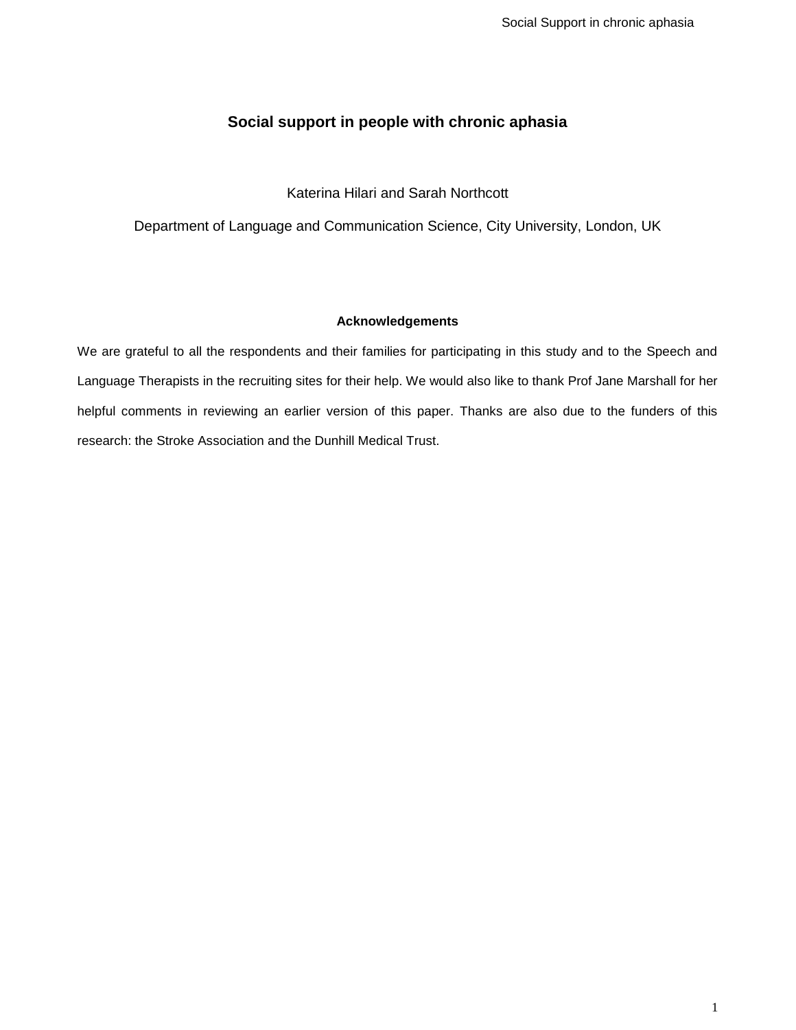# Social support in people with chronic aphasia

Katerina Hilari and Sarah Northcott

Department of Language and Communication Science, City University, London, UK

### Acknowledgements

We are grateful to all the respondents and their families for participating in this study and to the Speech and Language Therapists in the recruiting sites for their help. We would also like to thank Prof Jane Marshall for her helpful comments in reviewing an earlier version of this paper. Thanks are also due to the funders of this research: the Stroke Association and the Dunhill Medical Trust.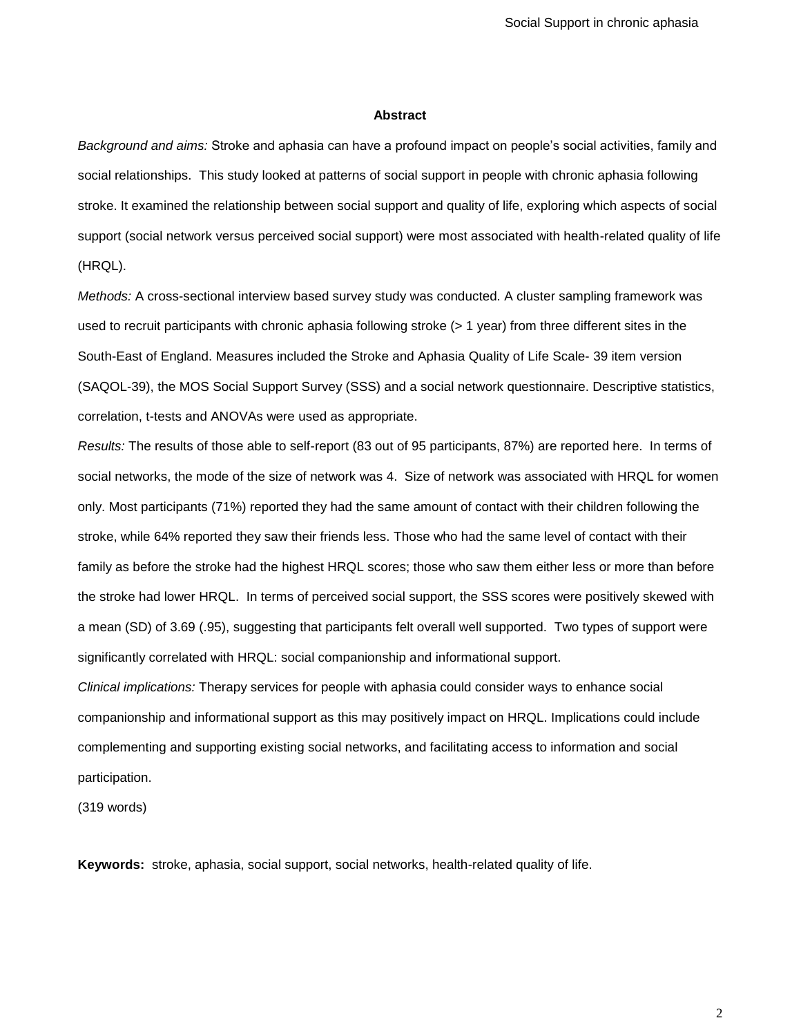## Abstract

*Background and aims:* Stroke and aphasia can have a profound impact on people's social activities, family and social relationships. This study looked at patterns of social support in people with chronic aphasia following stroke. It examined the relationship between social support and quality of life, exploring which aspects of social support (social network versus perceived social support) were most associated with health-related quality of life (HRQL).

*Methods:* A cross-sectional interview based survey study was conducted. A cluster sampling framework was used to recruit participants with chronic aphasia following stroke (> 1 year) from three different sites in the South-East of England. Measures included the Stroke and Aphasia Quality of Life Scale- 39 item version (SAQOL-39), the MOS Social Support Survey (SSS) and a social network questionnaire. Descriptive statistics, correlation, t-tests and ANOVAs were used as appropriate.

*Results:* The results of those able to self-report (83 out of 95 participants, 87%) are reported here. In terms of social networks, the mode of the size of network was 4. Size of network was associated with HRQL for women only. Most participants (71%) reported they had the same amount of contact with their children following the stroke, while 64% reported they saw their friends less. Those who had the same level of contact with their family as before the stroke had the highest HRQL scores; those who saw them either less or more than before the stroke had lower HRQL. In terms of perceived social support, the SSS scores were positively skewed with a mean (SD) of 3.69 (.95), suggesting that participants felt overall well supported. Two types of support were significantly correlated with HRQL: social companionship and informational support.

*Clinical implications:* Therapy services for people with aphasia could consider ways to enhance social companionship and informational support as this may positively impact on HRQL. Implications could include complementing and supporting existing social networks, and facilitating access to information and social participation.

(319 words)

**Keywords:** stroke, aphasia, social support, social networks, health-related quality of life.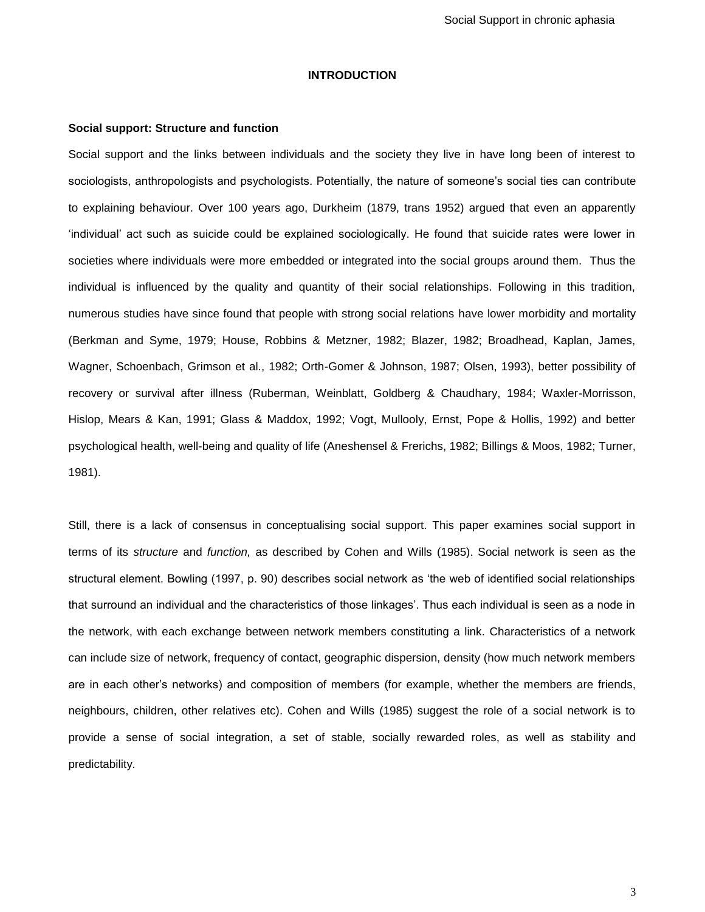# INTRODUCTION

## Social support: Structure and function

Social support and the links between individuals and the society they live in have long been of interest to sociologists, anthropologists and psychologists. Potentially, the nature of someone's social ties can contribute to explaining behaviour. Over 100 years ago, Durkheim (1879, trans 1952) argued that even an apparently 'individual' act such as suicide could be explained sociologically. He found that suicide rates were lower in societies where individuals were more embedded or integrated into the social groups around them. Thus the individual is influenced by the quality and quantity of their social relationships. Following in this tradition, numerous studies have since found that people with strong social relations have lower morbidity and mortality (Berkman and Syme, 1979; House, Robbins & Metzner, 1982; Blazer, 1982; Broadhead, Kaplan, James, Wagner, Schoenbach, Grimson et al., 1982; Orth-Gomer & Johnson, 1987; Olsen, 1993), better possibility of recovery or survival after illness (Ruberman, Weinblatt, Goldberg & Chaudhary, 1984; Waxler-Morrisson, Hislop, Mears & Kan, 1991; Glass & Maddox, 1992; Vogt, Mullooly, Ernst, Pope & Hollis, 1992) and better psychological health, well-being and quality of life (Aneshensel & Frerichs, 1982; Billings & Moos, 1982; Turner, 1981).

Still, there is a lack of consensus in conceptualising social support. This paper examines social support in terms of its *structure* and *function,* as described by Cohen and Wills (1985). Social network is seen as the structural element. Bowling (1997, p. 90) describes social network as 'the web of identified social relationships that surround an individual and the characteristics of those linkages'. Thus each individual is seen as a node in the network, with each exchange between network members constituting a link. Characteristics of a network can include size of network, frequency of contact, geographic dispersion, density (how much network members are in each other's networks) and composition of members (for example, whether the members are friends, neighbours, children, other relatives etc). Cohen and Wills (1985) suggest the role of a social network is to provide a sense of social integration, a set of stable, socially rewarded roles, as well as stability and predictability.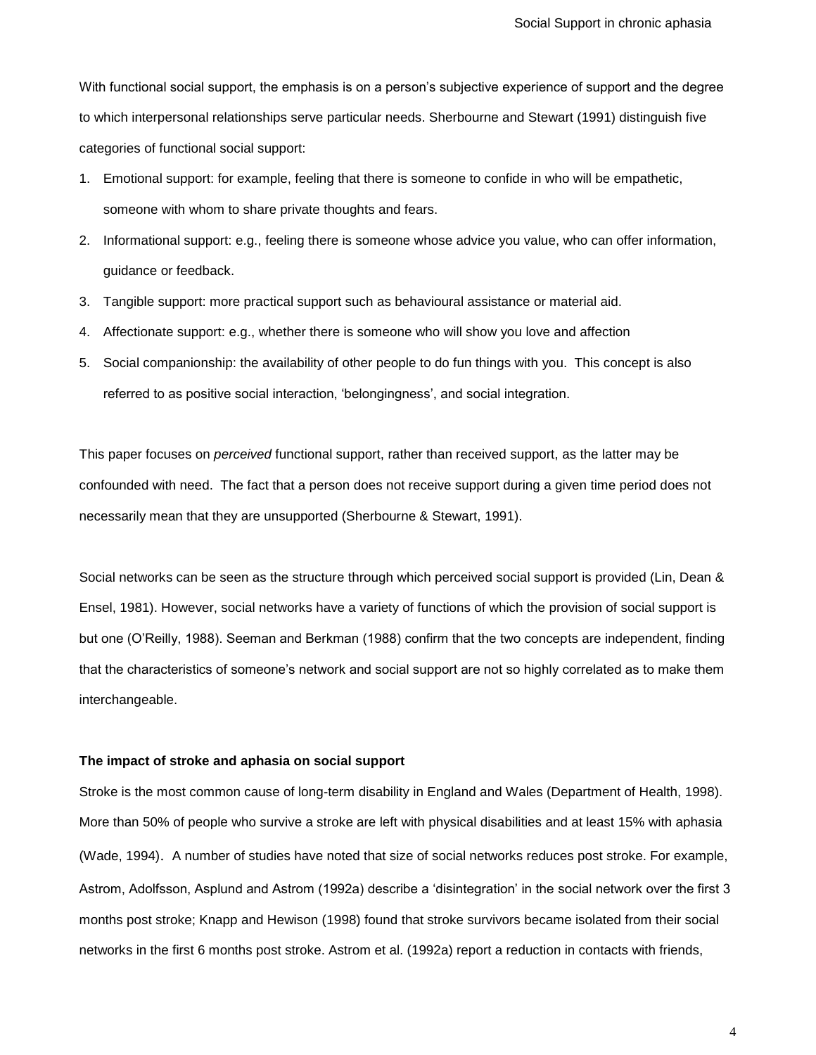With functional social support, the emphasis is on a person's subjective experience of support and the degree to which interpersonal relationships serve particular needs. Sherbourne and Stewart (1991) distinguish five categories of functional social support:

1. Emotional support: for example, feeling that there is someone to confide in who will be empathetic, someone with whom to share private thoughts and fears.
2. Informational support: e.g., feeling there is someone whose advice you value, who can offer information, guidance or feedback.
3. Tangible support: more practical support such as behavioural assistance or material aid.
4. Affectionate support: e.g., whether there is someone who will show you love and affection
5. Social companionship: the availability of other people to do fun things with you. This concept is also referred to as positive social interaction, 'belongingness', and social integration.

This paper focuses on *perceived* functional support, rather than received support, as the latter may be confounded with need. The fact that a person does not receive support during a given time period does not necessarily mean that they are unsupported (Sherbourne & Stewart, 1991).

Social networks can be seen as the structure through which perceived social support is provided (Lin, Dean & Ensel, 1981). However, social networks have a variety of functions of which the provision of social support is but one (O'Reilly, 1988). Seeman and Berkman (1988) confirm that the two concepts are independent, finding that the characteristics of someone's network and social support are not so highly correlated as to make them interchangeable.

**The impact of stroke and aphasia on social support**

Stroke is the most common cause of long-term disability in England and Wales (Department of Health, 1998). More than 50% of people who survive a stroke are left with physical disabilities and at least 15% with aphasia (Wade, 1994). A number of studies have noted that size of social networks reduces post stroke. For example, Astrom, Adolfsson, Asplund and Astrom (1992a) describe a 'disintegration' in the social network over the first 3 months post stroke; Knapp and Hewison (1998) found that stroke survivors became isolated from their social networks in the first 6 months post stroke. Astrom et al. (1992a) report a reduction in contacts with friends,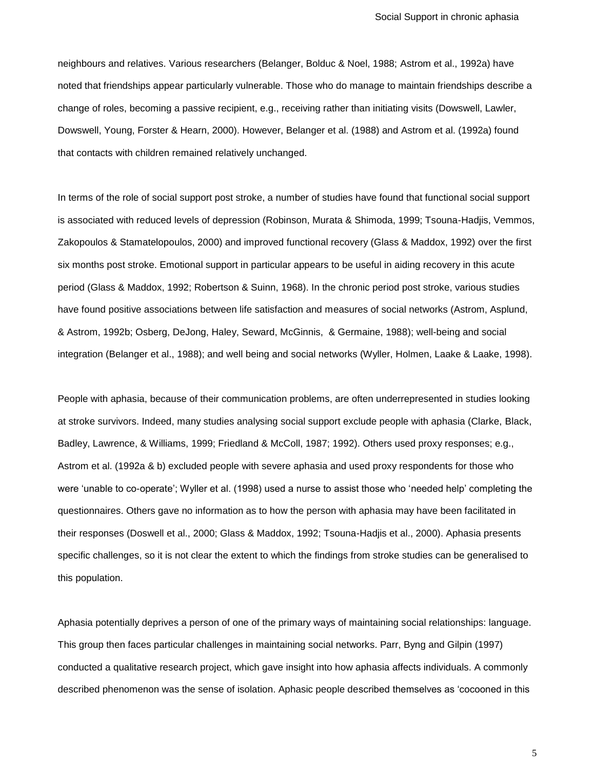neighbours and relatives. Various researchers (Belanger, Bolduc & Noel, 1988; Astrom et al., 1992a) have noted that friendships appear particularly vulnerable. Those who do manage to maintain friendships describe a change of roles, becoming a passive recipient, e.g., receiving rather than initiating visits (Dowswell, Lawler, Dowswell, Young, Forster & Hearn, 2000). However, Belanger et al. (1988) and Astrom et al. (1992a) found that contacts with children remained relatively unchanged.

In terms of the role of social support post stroke, a number of studies have found that functional social support is associated with reduced levels of depression (Robinson, Murata & Shimoda, 1999; Tsouna-Hadjis, Vemmos, Zakopoulos & Stamatelopoulos, 2000) and improved functional recovery (Glass & Maddox, 1992) over the first six months post stroke. Emotional support in particular appears to be useful in aiding recovery in this acute period (Glass & Maddox, 1992; Robertson & Suinn, 1968). In the chronic period post stroke, various studies have found positive associations between life satisfaction and measures of social networks (Astrom, Asplund, & Astrom, 1992b; Osberg, DeJong, Haley, Seward, McGinnis, & Germaine, 1988); well-being and social integration (Belanger et al., 1988); and well being and social networks (Wyller, Holmen, Laake & Laake, 1998).

People with aphasia, because of their communication problems, are often underrepresented in studies looking at stroke survivors. Indeed, many studies analysing social support exclude people with aphasia (Clarke, Black, Badley, Lawrence, & Williams, 1999; Friedland & McColl, 1987; 1992). Others used proxy responses; e.g., Astrom et al. (1992a & b) excluded people with severe aphasia and used proxy respondents for those who were 'unable to co-operate'; Wyller et al. (1998) used a nurse to assist those who 'needed help' completing the questionnaires. Others gave no information as to how the person with aphasia may have been facilitated in their responses (Doswell et al., 2000; Glass & Maddox, 1992; Tsouna-Hadjis et al., 2000). Aphasia presents specific challenges, so it is not clear the extent to which the findings from stroke studies can be generalised to this population.

Aphasia potentially deprives a person of one of the primary ways of maintaining social relationships: language. This group then faces particular challenges in maintaining social networks. Parr, Byng and Gilpin (1997) conducted a qualitative research project, which gave insight into how aphasia affects individuals. A commonly described phenomenon was the sense of isolation. Aphasic people described themselves as 'cocooned in this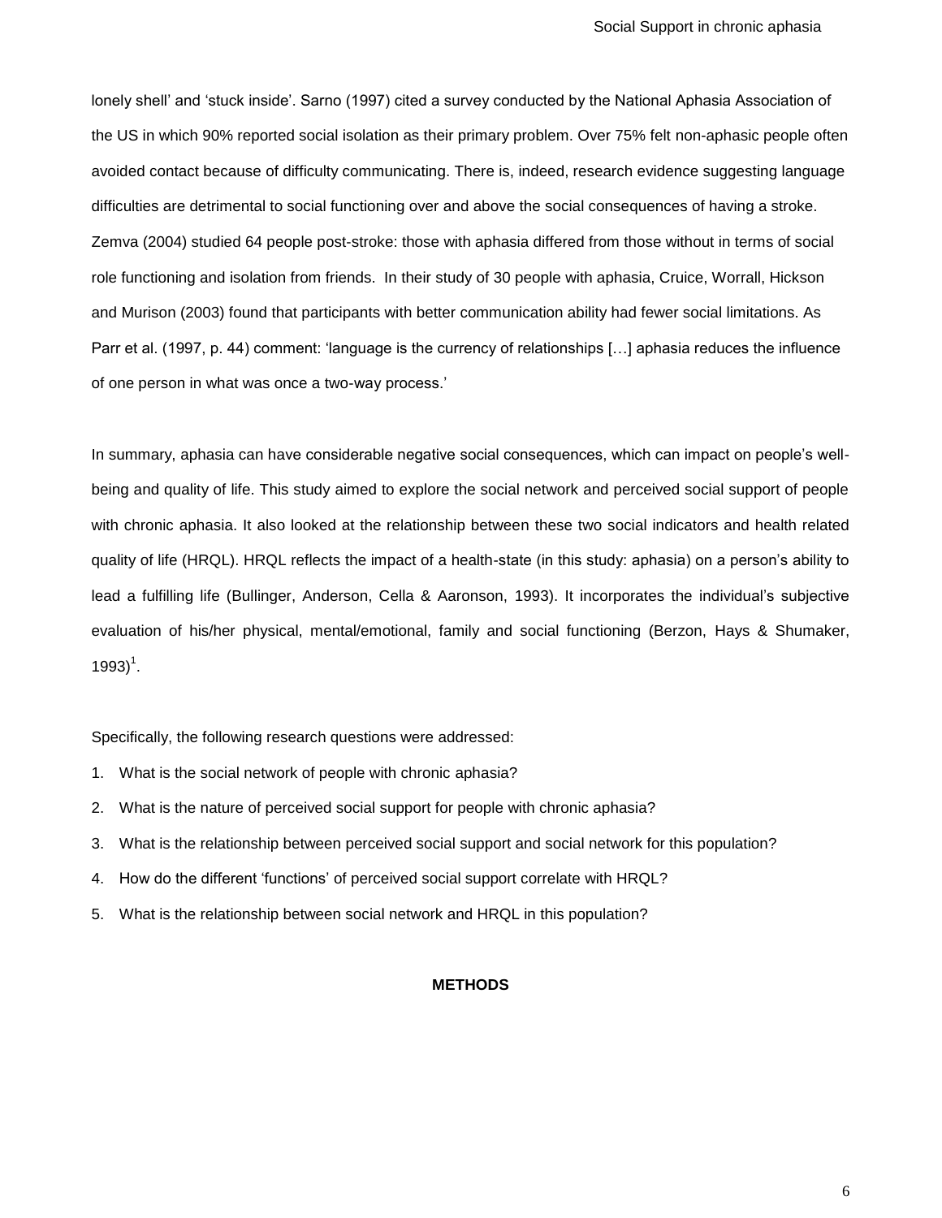lonely shell' and 'stuck inside'. Sarno (1997) cited a survey conducted by the National Aphasia Association of the US in which 90% reported social isolation as their primary problem. Over 75% felt non-aphasic people often avoided contact because of difficulty communicating. There is, indeed, research evidence suggesting language difficulties are detrimental to social functioning over and above the social consequences of having a stroke. Zemva (2004) studied 64 people post-stroke: those with aphasia differed from those without in terms of social role functioning and isolation from friends. In their study of 30 people with aphasia, Cruice, Worrall, Hickson and Murison (2003) found that participants with better communication ability had fewer social limitations. As Parr et al. (1997, p. 44) comment: 'language is the currency of relationships […] aphasia reduces the influence of one person in what was once a two-way process.'

In summary, aphasia can have considerable negative social consequences, which can impact on people's well-being and quality of life. This study aimed to explore the social network and perceived social support of people with chronic aphasia. It also looked at the relationship between these two social indicators and health related quality of life (HRQL). HRQL reflects the impact of a health-state (in this study: aphasia) on a person's ability to lead a fulfilling life (Bullinger, Anderson, Cella & Aaronson, 1993). It incorporates the individual's subjective evaluation of his/her physical, mental/emotional, family and social functioning (Berzon, Hays & Shumaker, 1993)[1].

Specifically, the following research questions were addressed:

1. What is the social network of people with chronic aphasia?
2. What is the nature of perceived social support for people with chronic aphasia?
3. What is the relationship between perceived social support and social network for this population?
4. How do the different 'functions' of perceived social support correlate with HRQL?
5. What is the relationship between social network and HRQL in this population?

## METHODS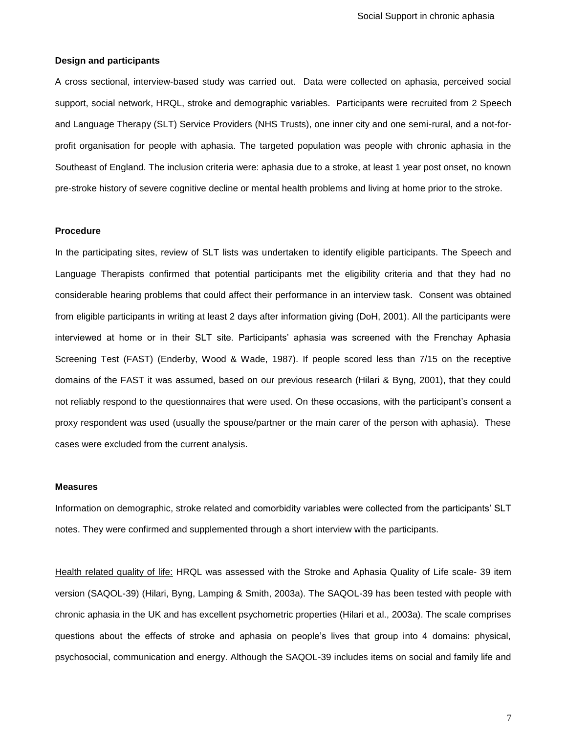### Design and participants

A cross sectional, interview-based study was carried out. Data were collected on aphasia, perceived social support, social network, HRQL, stroke and demographic variables. Participants were recruited from 2 Speech and Language Therapy (SLT) Service Providers (NHS Trusts), one inner city and one semi-rural, and a not-for-profit organisation for people with aphasia. The targeted population was people with chronic aphasia in the Southeast of England. The inclusion criteria were: aphasia due to a stroke, at least 1 year post onset, no known pre-stroke history of severe cognitive decline or mental health problems and living at home prior to the stroke.

### Procedure

In the participating sites, review of SLT lists was undertaken to identify eligible participants. The Speech and Language Therapists confirmed that potential participants met the eligibility criteria and that they had no considerable hearing problems that could affect their performance in an interview task. Consent was obtained from eligible participants in writing at least 2 days after information giving (DoH, 2001). All the participants were interviewed at home or in their SLT site. Participants' aphasia was screened with the Frenchay Aphasia Screening Test (FAST) (Enderby, Wood & Wade, 1987). If people scored less than 7/15 on the receptive domains of the FAST it was assumed, based on our previous research (Hilari & Byng, 2001), that they could not reliably respond to the questionnaires that were used. On these occasions, with the participant's consent a proxy respondent was used (usually the spouse/partner or the main carer of the person with aphasia). These cases were excluded from the current analysis.

### Measures

Information on demographic, stroke related and comorbidity variables were collected from the participants' SLT notes. They were confirmed and supplemented through a short interview with the participants.

Health related quality of life: HRQL was assessed with the Stroke and Aphasia Quality of Life scale- 39 item version (SAQOL-39) (Hilari, Byng, Lamping & Smith, 2003a). The SAQOL-39 has been tested with people with chronic aphasia in the UK and has excellent psychometric properties (Hilari et al., 2003a). The scale comprises questions about the effects of stroke and aphasia on people's lives that group into 4 domains: physical, psychosocial, communication and energy. Although the SAQOL-39 includes items on social and family life and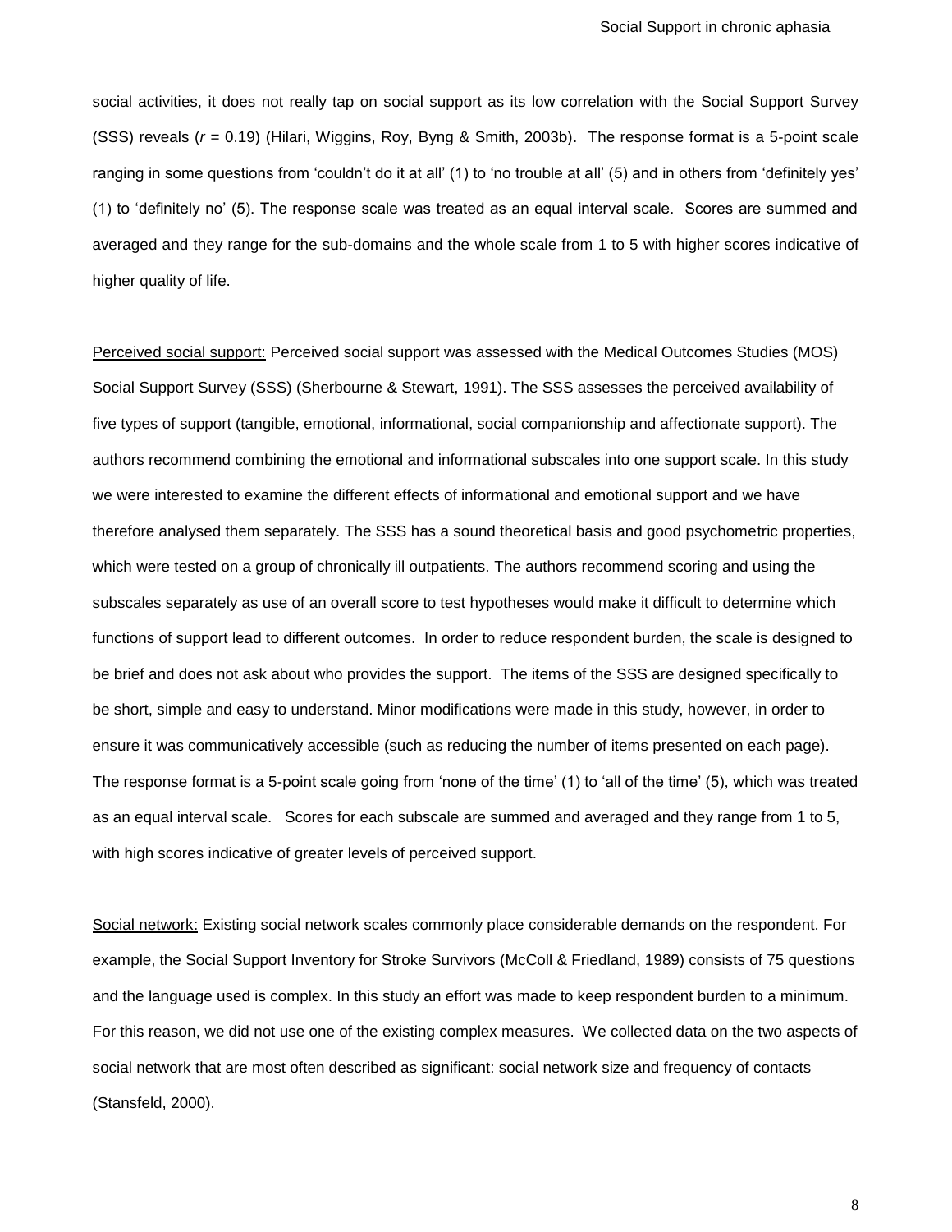social activities, it does not really tap on social support as its low correlation with the Social Support Survey (SSS) reveals ($r$ = 0.19) (Hilari, Wiggins, Roy, Byng & Smith, 2003b). The response format is a 5-point scale ranging in some questions from 'couldn't do it at all' (1) to 'no trouble at all' (5) and in others from 'definitely yes' (1) to 'definitely no' (5). The response scale was treated as an equal interval scale. Scores are summed and averaged and they range for the sub-domains and the whole scale from 1 to 5 with higher scores indicative of higher quality of life.

<u>Perceived social support:</u> Perceived social support was assessed with the Medical Outcomes Studies (MOS) Social Support Survey (SSS) (Sherbourne & Stewart, 1991). The SSS assesses the perceived availability of five types of support (tangible, emotional, informational, social companionship and affectionate support). The authors recommend combining the emotional and informational subscales into one support scale. In this study we were interested to examine the different effects of informational and emotional support and we have therefore analysed them separately. The SSS has a sound theoretical basis and good psychometric properties, which were tested on a group of chronically ill outpatients. The authors recommend scoring and using the subscales separately as use of an overall score to test hypotheses would make it difficult to determine which functions of support lead to different outcomes. In order to reduce respondent burden, the scale is designed to be brief and does not ask about who provides the support. The items of the SSS are designed specifically to be short, simple and easy to understand. Minor modifications were made in this study, however, in order to ensure it was communicatively accessible (such as reducing the number of items presented on each page). The response format is a 5-point scale going from 'none of the time' (1) to 'all of the time' (5), which was treated as an equal interval scale. Scores for each subscale are summed and averaged and they range from 1 to 5, with high scores indicative of greater levels of perceived support.

<u>Social network:</u> Existing social network scales commonly place considerable demands on the respondent. For example, the Social Support Inventory for Stroke Survivors (McColl & Friedland, 1989) consists of 75 questions and the language used is complex. In this study an effort was made to keep respondent burden to a minimum. For this reason, we did not use one of the existing complex measures. We collected data on the two aspects of social network that are most often described as significant: social network size and frequency of contacts (Stansfeld, 2000).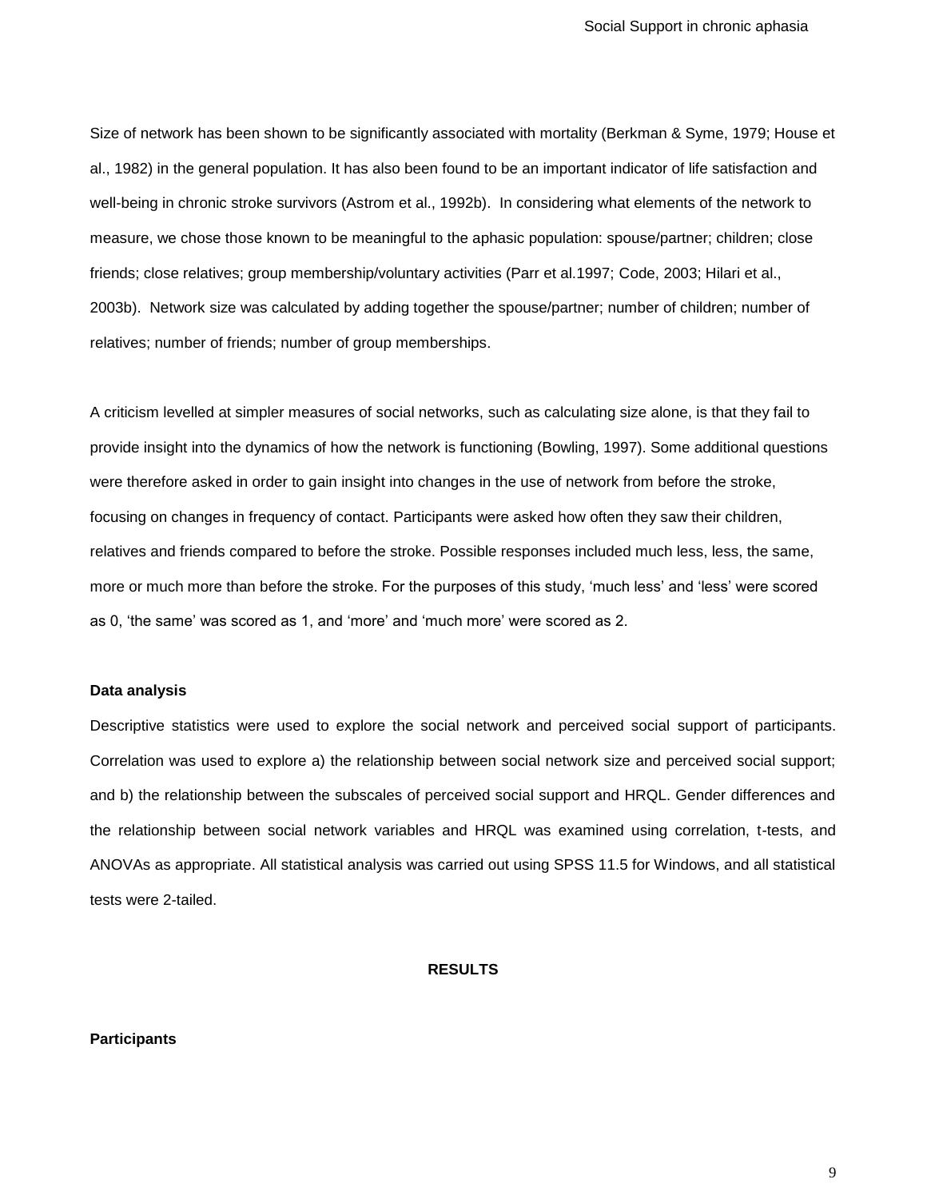Size of network has been shown to be significantly associated with mortality (Berkman & Syme, 1979; House et al., 1982) in the general population. It has also been found to be an important indicator of life satisfaction and well-being in chronic stroke survivors (Astrom et al., 1992b). In considering what elements of the network to measure, we chose those known to be meaningful to the aphasic population: spouse/partner; children; close friends; close relatives; group membership/voluntary activities (Parr et al.1997; Code, 2003; Hilari et al., 2003b). Network size was calculated by adding together the spouse/partner; number of children; number of relatives; number of friends; number of group memberships.

A criticism levelled at simpler measures of social networks, such as calculating size alone, is that they fail to provide insight into the dynamics of how the network is functioning (Bowling, 1997). Some additional questions were therefore asked in order to gain insight into changes in the use of network from before the stroke, focusing on changes in frequency of contact. Participants were asked how often they saw their children, relatives and friends compared to before the stroke. Possible responses included much less, less, the same, more or much more than before the stroke. For the purposes of this study, 'much less' and 'less' were scored as 0, 'the same' was scored as 1, and 'more' and 'much more' were scored as 2.

### Data analysis

Descriptive statistics were used to explore the social network and perceived social support of participants. Correlation was used to explore a) the relationship between social network size and perceived social support; and b) the relationship between the subscales of perceived social support and HRQL. Gender differences and the relationship between social network variables and HRQL was examined using correlation, t-tests, and ANOVAs as appropriate. All statistical analysis was carried out using SPSS 11.5 for Windows, and all statistical tests were 2-tailed.

## RESULTS

### Participants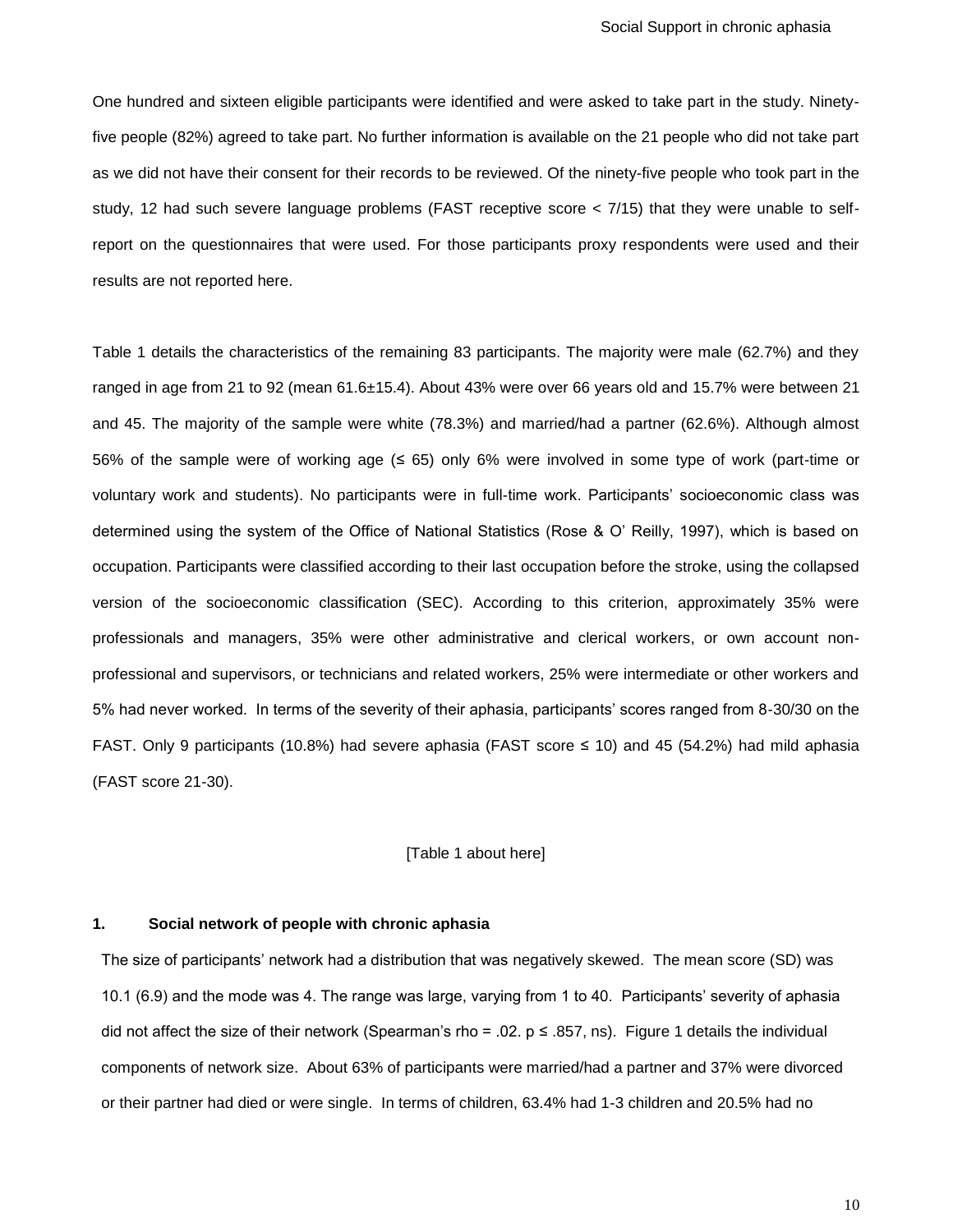One hundred and sixteen eligible participants were identified and were asked to take part in the study. Ninety-five people (82%) agreed to take part. No further information is available on the 21 people who did not take part as we did not have their consent for their records to be reviewed. Of the ninety-five people who took part in the study, 12 had such severe language problems (FAST receptive score < 7/15) that they were unable to self-report on the questionnaires that were used. For those participants proxy respondents were used and their results are not reported here.

Table 1 details the characteristics of the remaining 83 participants. The majority were male (62.7%) and they ranged in age from 21 to 92 (mean 61.6±15.4). About 43% were over 66 years old and 15.7% were between 21 and 45. The majority of the sample were white (78.3%) and married/had a partner (62.6%). Although almost 56% of the sample were of working age (≤ 65) only 6% were involved in some type of work (part-time or voluntary work and students). No participants were in full-time work. Participants' socioeconomic class was determined using the system of the Office of National Statistics (Rose & O' Reilly, 1997), which is based on occupation. Participants were classified according to their last occupation before the stroke, using the collapsed version of the socioeconomic classification (SEC). According to this criterion, approximately 35% were professionals and managers, 35% were other administrative and clerical workers, or own account non-professional and supervisors, or technicians and related workers, 25% were intermediate or other workers and 5% had never worked. In terms of the severity of their aphasia, participants' scores ranged from 8-30/30 on the FAST. Only 9 participants (10.8%) had severe aphasia (FAST score ≤ 10) and 45 (54.2%) had mild aphasia (FAST score 21-30).

[Table 1 about here]

## 1. Social network of people with chronic aphasia

The size of participants' network had a distribution that was negatively skewed. The mean score (SD) was 10.1 (6.9) and the mode was 4. The range was large, varying from 1 to 40. Participants' severity of aphasia did not affect the size of their network (Spearman's rho = .02. $p \leq .857$, ns). Figure 1 details the individual components of network size. About 63% of participants were married/had a partner and 37% were divorced or their partner had died or were single. In terms of children, 63.4% had 1-3 children and 20.5% had no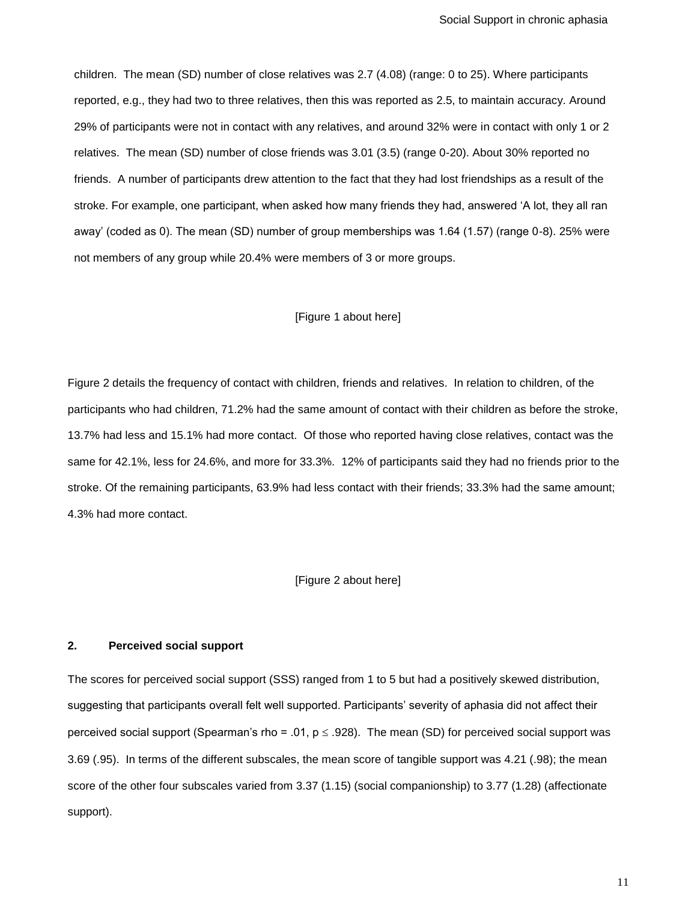children. The mean (SD) number of close relatives was 2.7 (4.08) (range: 0 to 25). Where participants reported, e.g., they had two to three relatives, then this was reported as 2.5, to maintain accuracy. Around 29% of participants were not in contact with any relatives, and around 32% were in contact with only 1 or 2 relatives. The mean (SD) number of close friends was 3.01 (3.5) (range 0-20). About 30% reported no friends. A number of participants drew attention to the fact that they had lost friendships as a result of the stroke. For example, one participant, when asked how many friends they had, answered 'A lot, they all ran away' (coded as 0). The mean (SD) number of group memberships was 1.64 (1.57) (range 0-8). 25% were not members of any group while 20.4% were members of 3 or more groups.

[Figure 1 about here]

Figure 2 details the frequency of contact with children, friends and relatives. In relation to children, of the participants who had children, 71.2% had the same amount of contact with their children as before the stroke, 13.7% had less and 15.1% had more contact. Of those who reported having close relatives, contact was the same for 42.1%, less for 24.6%, and more for 33.3%. 12% of participants said they had no friends prior to the stroke. Of the remaining participants, 63.9% had less contact with their friends; 33.3% had the same amount; 4.3% had more contact.

[Figure 2 about here]

## 2. Perceived social support

The scores for perceived social support (SSS) ranged from 1 to 5 but had a positively skewed distribution, suggesting that participants overall felt well supported. Participants' severity of aphasia did not affect their perceived social support (Spearman's rho = .01, $p \leq .928$). The mean (SD) for perceived social support was 3.69 (.95). In terms of the different subscales, the mean score of tangible support was 4.21 (.98); the mean score of the other four subscales varied from 3.37 (1.15) (social companionship) to 3.77 (1.28) (affectionate support).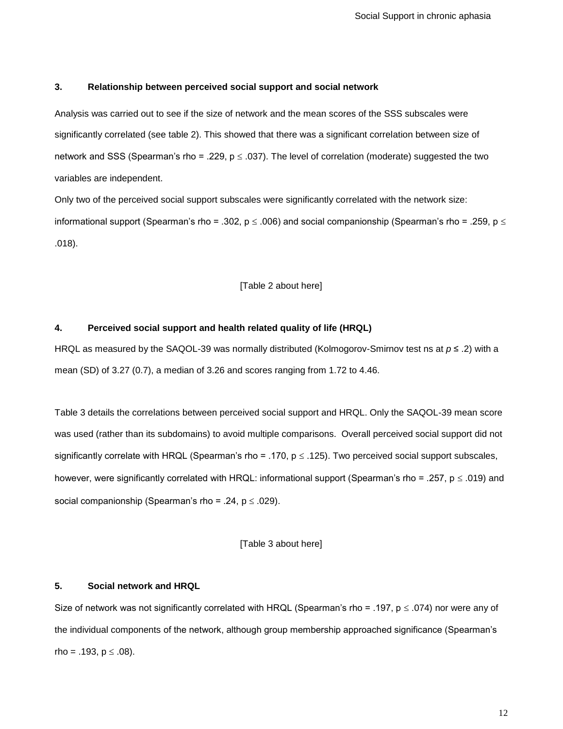### 3. Relationship between perceived social support and social network

Analysis was carried out to see if the size of network and the mean scores of the SSS subscales were significantly correlated (see table 2). This showed that there was a significant correlation between size of network and SSS (Spearman's rho = .229, $p \leq .037$). The level of correlation (moderate) suggested the two variables are independent.

Only two of the perceived social support subscales were significantly correlated with the network size: informational support (Spearman's rho = .302, $p \leq .006$) and social companionship (Spearman's rho = .259, $p \leq .018$).

[Table 2 about here]

### 4. Perceived social support and health related quality of life (HRQL)

HRQL as measured by the SAQOL-39 was normally distributed (Kolmogorov-Smirnov test ns at $p \leq .2$) with a mean (SD) of 3.27 (0.7), a median of 3.26 and scores ranging from 1.72 to 4.46.

Table 3 details the correlations between perceived social support and HRQL. Only the SAQOL-39 mean score was used (rather than its subdomains) to avoid multiple comparisons. Overall perceived social support did not significantly correlate with HRQL (Spearman's rho = .170, $p \leq .125$). Two perceived social support subscales, however, were significantly correlated with HRQL: informational support (Spearman's rho = .257, $p \leq .019$) and social companionship (Spearman's rho = .24, $p \leq .029$).

[Table 3 about here]

### 5. Social network and HRQL

Size of network was not significantly correlated with HRQL (Spearman's rho = .197, $p \leq .074$) nor were any of the individual components of the network, although group membership approached significance (Spearman's rho = .193, $p \leq .08$).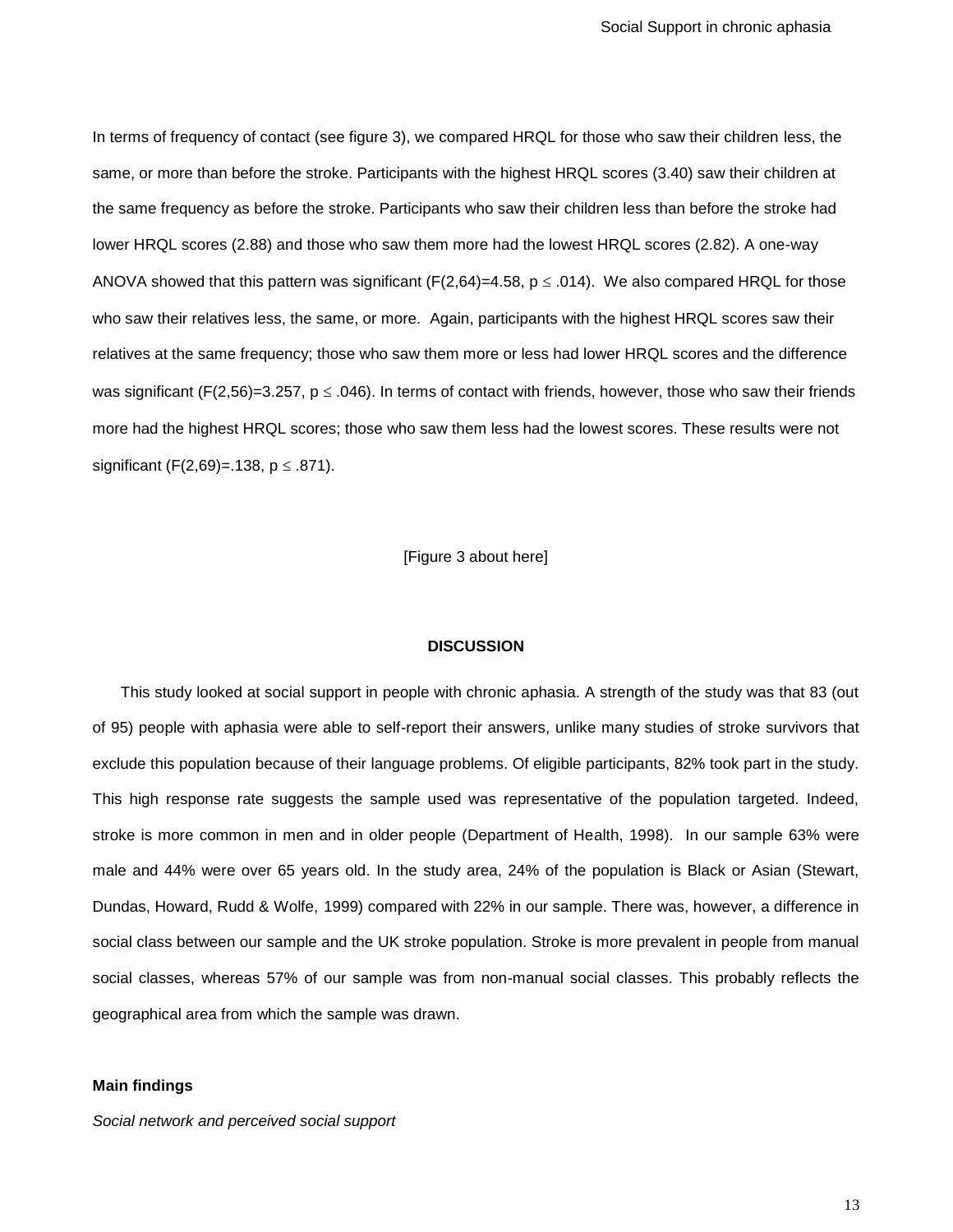In terms of frequency of contact (see figure 3), we compared HRQL for those who saw their children less, the same, or more than before the stroke. Participants with the highest HRQL scores (3.40) saw their children at the same frequency as before the stroke. Participants who saw their children less than before the stroke had lower HRQL scores (2.88) and those who saw them more had the lowest HRQL scores (2.82). A one-way ANOVA showed that this pattern was significant ($F(2,64)=4.58$, $p \leq .014$). We also compared HRQL for those who saw their relatives less, the same, or more. Again, participants with the highest HRQL scores saw their relatives at the same frequency; those who saw them more or less had lower HRQL scores and the difference was significant ($F(2,56)=3.257$, $p \leq .046$). In terms of contact with friends, however, those who saw their friends more had the highest HRQL scores; those who saw them less had the lowest scores. These results were not significant ($F(2,69)=.138$, $p \leq .871$).

[Figure 3 about here]

## DISCUSSION

This study looked at social support in people with chronic aphasia. A strength of the study was that 83 (out of 95) people with aphasia were able to self-report their answers, unlike many studies of stroke survivors that exclude this population because of their language problems. Of eligible participants, 82% took part in the study. This high response rate suggests the sample used was representative of the population targeted. Indeed, stroke is more common in men and in older people (Department of Health, 1998). In our sample 63% were male and 44% were over 65 years old. In the study area, 24% of the population is Black or Asian (Stewart, Dundas, Howard, Rudd & Wolfe, 1999) compared with 22% in our sample. There was, however, a difference in social class between our sample and the UK stroke population. Stroke is more prevalent in people from manual social classes, whereas 57% of our sample was from non-manual social classes. This probably reflects the geographical area from which the sample was drawn.

### Main findings

*Social network and perceived social support*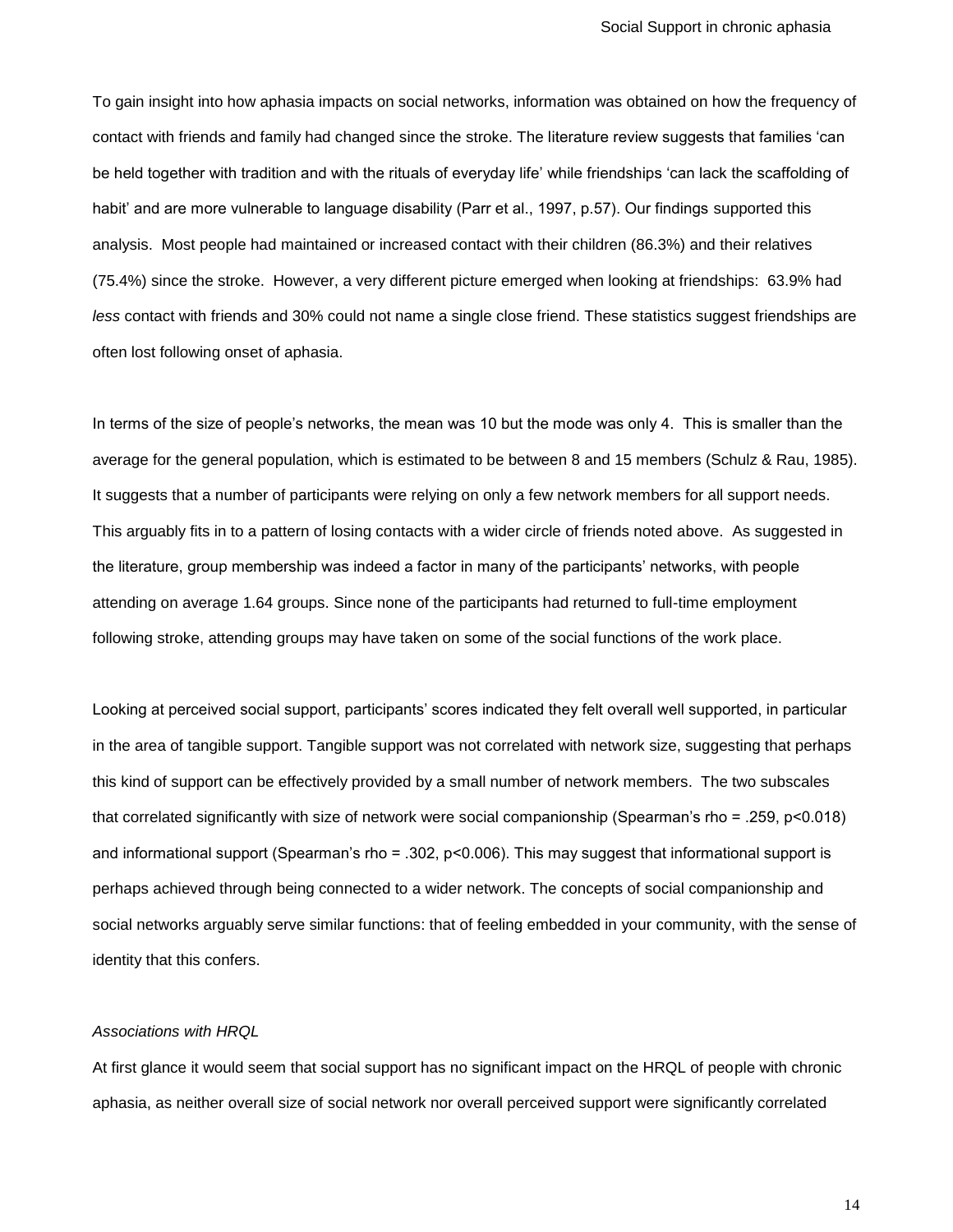To gain insight into how aphasia impacts on social networks, information was obtained on how the frequency of contact with friends and family had changed since the stroke. The literature review suggests that families 'can be held together with tradition and with the rituals of everyday life' while friendships 'can lack the scaffolding of habit' and are more vulnerable to language disability (Parr et al., 1997, p.57). Our findings supported this analysis. Most people had maintained or increased contact with their children (86.3%) and their relatives (75.4%) since the stroke. However, a very different picture emerged when looking at friendships: 63.9% had *less* contact with friends and 30% could not name a single close friend. These statistics suggest friendships are often lost following onset of aphasia.

In terms of the size of people's networks, the mean was 10 but the mode was only 4. This is smaller than the average for the general population, which is estimated to be between 8 and 15 members (Schulz & Rau, 1985). It suggests that a number of participants were relying on only a few network members for all support needs. This arguably fits in to a pattern of losing contacts with a wider circle of friends noted above. As suggested in the literature, group membership was indeed a factor in many of the participants' networks, with people attending on average 1.64 groups. Since none of the participants had returned to full-time employment following stroke, attending groups may have taken on some of the social functions of the work place.

Looking at perceived social support, participants' scores indicated they felt overall well supported, in particular in the area of tangible support. Tangible support was not correlated with network size, suggesting that perhaps this kind of support can be effectively provided by a small number of network members. The two subscales that correlated significantly with size of network were social companionship (Spearman's rho = .259, $p<0.018$) and informational support (Spearman's rho = .302, $p<0.006$). This may suggest that informational support is perhaps achieved through being connected to a wider network. The concepts of social companionship and social networks arguably serve similar functions: that of feeling embedded in your community, with the sense of identity that this confers.

*Associations with HRQL*

At first glance it would seem that social support has no significant impact on the HRQL of people with chronic aphasia, as neither overall size of social network nor overall perceived support were significantly correlated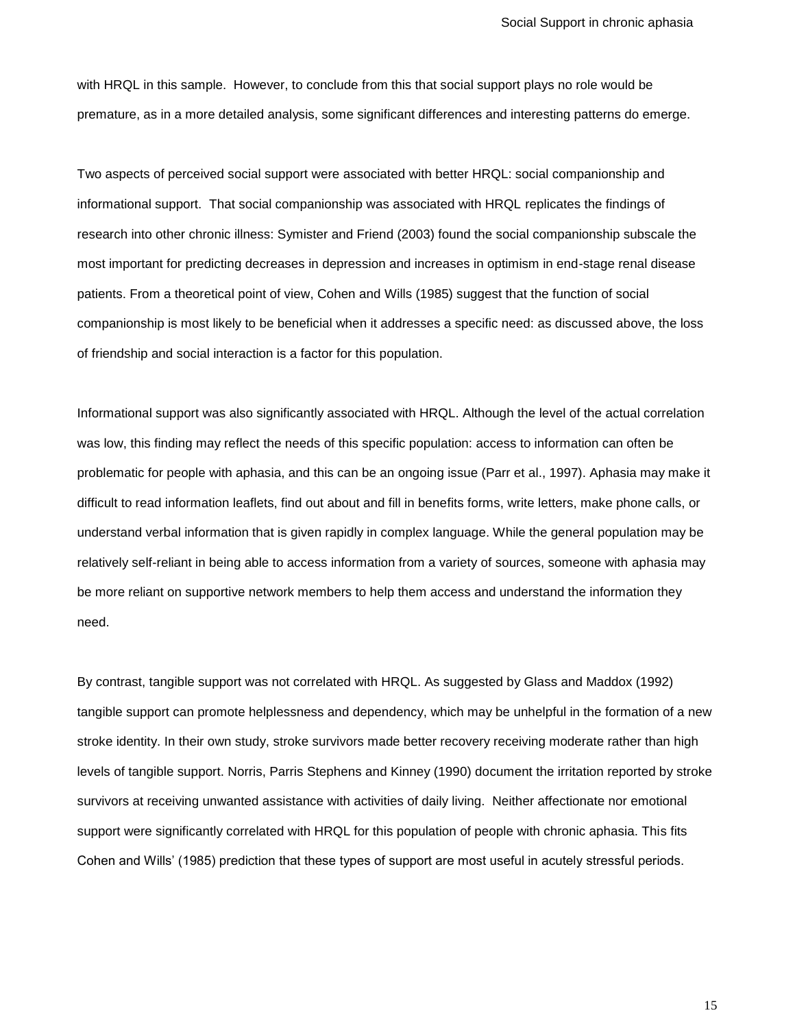with HRQL in this sample. However, to conclude from this that social support plays no role would be premature, as in a more detailed analysis, some significant differences and interesting patterns do emerge.

Two aspects of perceived social support were associated with better HRQL: social companionship and informational support. That social companionship was associated with HRQL replicates the findings of research into other chronic illness: Symister and Friend (2003) found the social companionship subscale the most important for predicting decreases in depression and increases in optimism in end-stage renal disease patients. From a theoretical point of view, Cohen and Wills (1985) suggest that the function of social companionship is most likely to be beneficial when it addresses a specific need: as discussed above, the loss of friendship and social interaction is a factor for this population.

Informational support was also significantly associated with HRQL. Although the level of the actual correlation was low, this finding may reflect the needs of this specific population: access to information can often be problematic for people with aphasia, and this can be an ongoing issue (Parr et al., 1997). Aphasia may make it difficult to read information leaflets, find out about and fill in benefits forms, write letters, make phone calls, or understand verbal information that is given rapidly in complex language. While the general population may be relatively self-reliant in being able to access information from a variety of sources, someone with aphasia may be more reliant on supportive network members to help them access and understand the information they need.

By contrast, tangible support was not correlated with HRQL. As suggested by Glass and Maddox (1992) tangible support can promote helplessness and dependency, which may be unhelpful in the formation of a new stroke identity. In their own study, stroke survivors made better recovery receiving moderate rather than high levels of tangible support. Norris, Parris Stephens and Kinney (1990) document the irritation reported by stroke survivors at receiving unwanted assistance with activities of daily living. Neither affectionate nor emotional support were significantly correlated with HRQL for this population of people with chronic aphasia. This fits Cohen and Wills' (1985) prediction that these types of support are most useful in acutely stressful periods.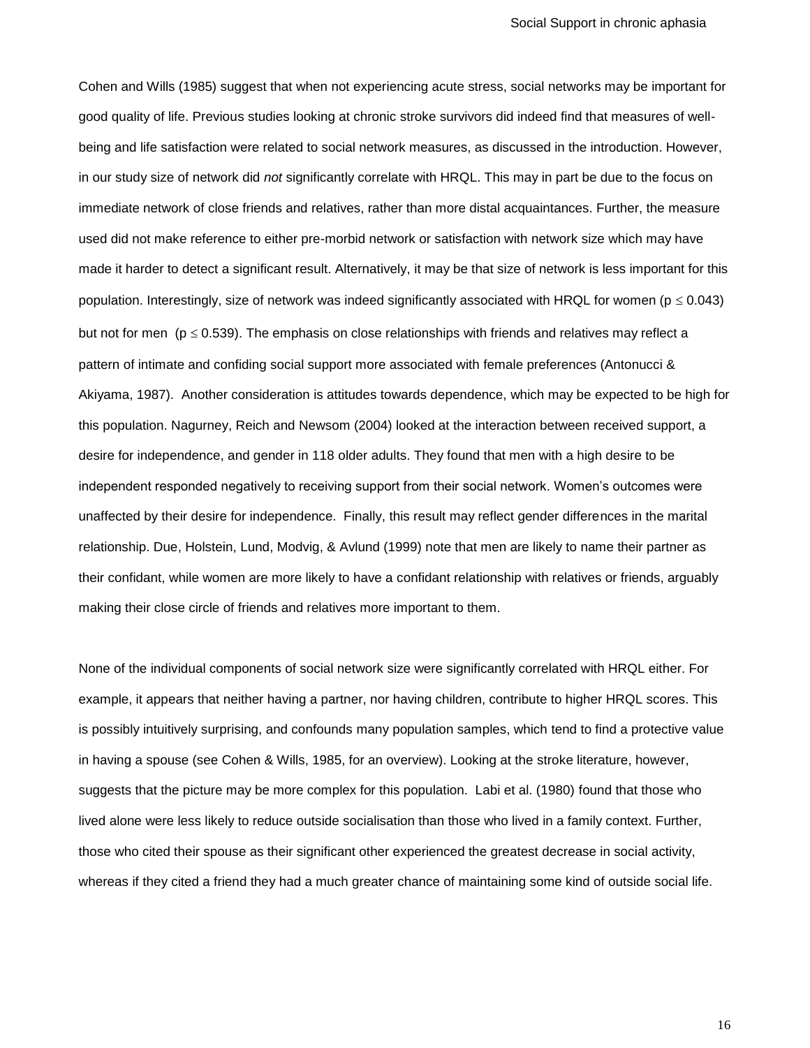Cohen and Wills (1985) suggest that when not experiencing acute stress, social networks may be important for good quality of life. Previous studies looking at chronic stroke survivors did indeed find that measures of well-being and life satisfaction were related to social network measures, as discussed in the introduction. However, in our study size of network did *not* significantly correlate with HRQL. This may in part be due to the focus on immediate network of close friends and relatives, rather than more distal acquaintances. Further, the measure used did not make reference to either pre-morbid network or satisfaction with network size which may have made it harder to detect a significant result. Alternatively, it may be that size of network is less important for this population. Interestingly, size of network was indeed significantly associated with HRQL for women ($p \leq 0.043$) but not for men ($p \leq 0.539$). The emphasis on close relationships with friends and relatives may reflect a pattern of intimate and confiding social support more associated with female preferences (Antonucci & Akiyama, 1987). Another consideration is attitudes towards dependence, which may be expected to be high for this population. Nagurney, Reich and Newsom (2004) looked at the interaction between received support, a desire for independence, and gender in 118 older adults. They found that men with a high desire to be independent responded negatively to receiving support from their social network. Women's outcomes were unaffected by their desire for independence. Finally, this result may reflect gender differences in the marital relationship. Due, Holstein, Lund, Modvig, & Avlund (1999) note that men are likely to name their partner as their confidant, while women are more likely to have a confidant relationship with relatives or friends, arguably making their close circle of friends and relatives more important to them.

None of the individual components of social network size were significantly correlated with HRQL either. For example, it appears that neither having a partner, nor having children, contribute to higher HRQL scores. This is possibly intuitively surprising, and confounds many population samples, which tend to find a protective value in having a spouse (see Cohen & Wills, 1985, for an overview). Looking at the stroke literature, however, suggests that the picture may be more complex for this population. Labi et al. (1980) found that those who lived alone were less likely to reduce outside socialisation than those who lived in a family context. Further, those who cited their spouse as their significant other experienced the greatest decrease in social activity, whereas if they cited a friend they had a much greater chance of maintaining some kind of outside social life.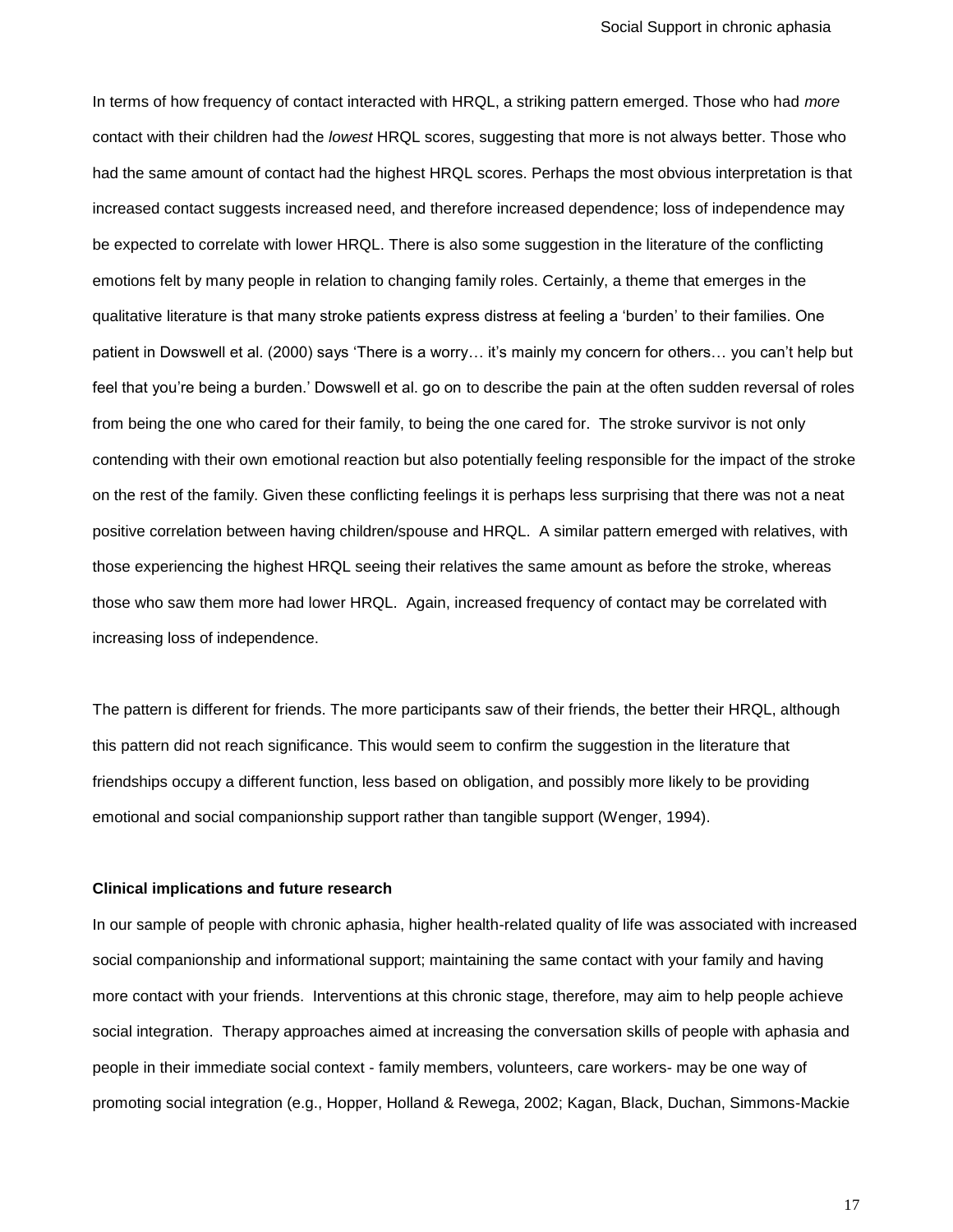In terms of how frequency of contact interacted with HRQL, a striking pattern emerged. Those who had *more* contact with their children had the *lowest* HRQL scores, suggesting that more is not always better. Those who had the same amount of contact had the highest HRQL scores. Perhaps the most obvious interpretation is that increased contact suggests increased need, and therefore increased dependence; loss of independence may be expected to correlate with lower HRQL. There is also some suggestion in the literature of the conflicting emotions felt by many people in relation to changing family roles. Certainly, a theme that emerges in the qualitative literature is that many stroke patients express distress at feeling a 'burden' to their families. One patient in Dowswell et al. (2000) says 'There is a worry… it's mainly my concern for others… you can't help but feel that you're being a burden.' Dowswell et al. go on to describe the pain at the often sudden reversal of roles from being the one who cared for their family, to being the one cared for. The stroke survivor is not only contending with their own emotional reaction but also potentially feeling responsible for the impact of the stroke on the rest of the family. Given these conflicting feelings it is perhaps less surprising that there was not a neat positive correlation between having children/spouse and HRQL. A similar pattern emerged with relatives, with those experiencing the highest HRQL seeing their relatives the same amount as before the stroke, whereas those who saw them more had lower HRQL. Again, increased frequency of contact may be correlated with increasing loss of independence.

The pattern is different for friends. The more participants saw of their friends, the better their HRQL, although this pattern did not reach significance. This would seem to confirm the suggestion in the literature that friendships occupy a different function, less based on obligation, and possibly more likely to be providing emotional and social companionship support rather than tangible support (Wenger, 1994).

**Clinical implications and future research**

In our sample of people with chronic aphasia, higher health-related quality of life was associated with increased social companionship and informational support; maintaining the same contact with your family and having more contact with your friends. Interventions at this chronic stage, therefore, may aim to help people achieve social integration. Therapy approaches aimed at increasing the conversation skills of people with aphasia and people in their immediate social context - family members, volunteers, care workers- may be one way of promoting social integration (e.g., Hopper, Holland & Rewega, 2002; Kagan, Black, Duchan, Simmons-Mackie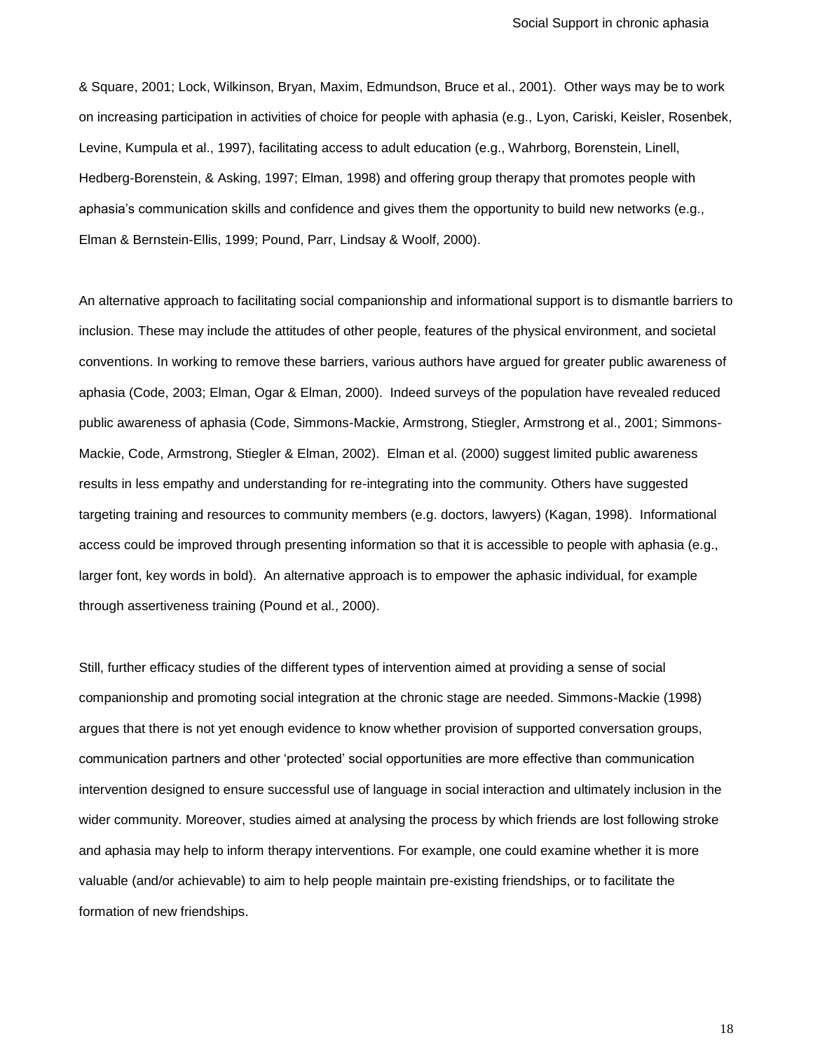& Square, 2001; Lock, Wilkinson, Bryan, Maxim, Edmundson, Bruce et al., 2001). Other ways may be to work on increasing participation in activities of choice for people with aphasia (e.g., Lyon, Cariski, Keisler, Rosenbek, Levine, Kumpula et al., 1997), facilitating access to adult education (e.g., Wahrborg, Borenstein, Linell, Hedberg-Borenstein, & Asking, 1997; Elman, 1998) and offering group therapy that promotes people with aphasia's communication skills and confidence and gives them the opportunity to build new networks (e.g., Elman & Bernstein-Ellis, 1999; Pound, Parr, Lindsay & Woolf, 2000).

An alternative approach to facilitating social companionship and informational support is to dismantle barriers to inclusion. These may include the attitudes of other people, features of the physical environment, and societal conventions. In working to remove these barriers, various authors have argued for greater public awareness of aphasia (Code, 2003; Elman, Ogar & Elman, 2000). Indeed surveys of the population have revealed reduced public awareness of aphasia (Code, Simmons-Mackie, Armstrong, Stiegler, Armstrong et al., 2001; Simmons-Mackie, Code, Armstrong, Stiegler & Elman, 2002). Elman et al. (2000) suggest limited public awareness results in less empathy and understanding for re-integrating into the community. Others have suggested targeting training and resources to community members (e.g. doctors, lawyers) (Kagan, 1998). Informational access could be improved through presenting information so that it is accessible to people with aphasia (e.g., larger font, key words in bold). An alternative approach is to empower the aphasic individual, for example through assertiveness training (Pound et al., 2000).

Still, further efficacy studies of the different types of intervention aimed at providing a sense of social companionship and promoting social integration at the chronic stage are needed. Simmons-Mackie (1998) argues that there is not yet enough evidence to know whether provision of supported conversation groups, communication partners and other 'protected' social opportunities are more effective than communication intervention designed to ensure successful use of language in social interaction and ultimately inclusion in the wider community. Moreover, studies aimed at analysing the process by which friends are lost following stroke and aphasia may help to inform therapy interventions. For example, one could examine whether it is more valuable (and/or achievable) to aim to help people maintain pre-existing friendships, or to facilitate the formation of new friendships.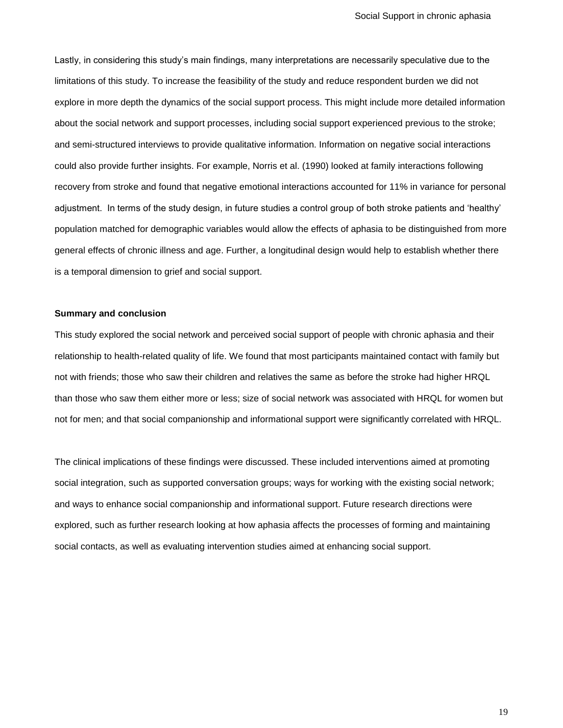Lastly, in considering this study's main findings, many interpretations are necessarily speculative due to the limitations of this study. To increase the feasibility of the study and reduce respondent burden we did not explore in more depth the dynamics of the social support process. This might include more detailed information about the social network and support processes, including social support experienced previous to the stroke; and semi-structured interviews to provide qualitative information. Information on negative social interactions could also provide further insights. For example, Norris et al. (1990) looked at family interactions following recovery from stroke and found that negative emotional interactions accounted for 11% in variance for personal adjustment. In terms of the study design, in future studies a control group of both stroke patients and 'healthy' population matched for demographic variables would allow the effects of aphasia to be distinguished from more general effects of chronic illness and age. Further, a longitudinal design would help to establish whether there is a temporal dimension to grief and social support.

**Summary and conclusion**

This study explored the social network and perceived social support of people with chronic aphasia and their relationship to health-related quality of life. We found that most participants maintained contact with family but not with friends; those who saw their children and relatives the same as before the stroke had higher HRQL than those who saw them either more or less; size of social network was associated with HRQL for women but not for men; and that social companionship and informational support were significantly correlated with HRQL.

The clinical implications of these findings were discussed. These included interventions aimed at promoting social integration, such as supported conversation groups; ways for working with the existing social network; and ways to enhance social companionship and informational support. Future research directions were explored, such as further research looking at how aphasia affects the processes of forming and maintaining social contacts, as well as evaluating intervention studies aimed at enhancing social support.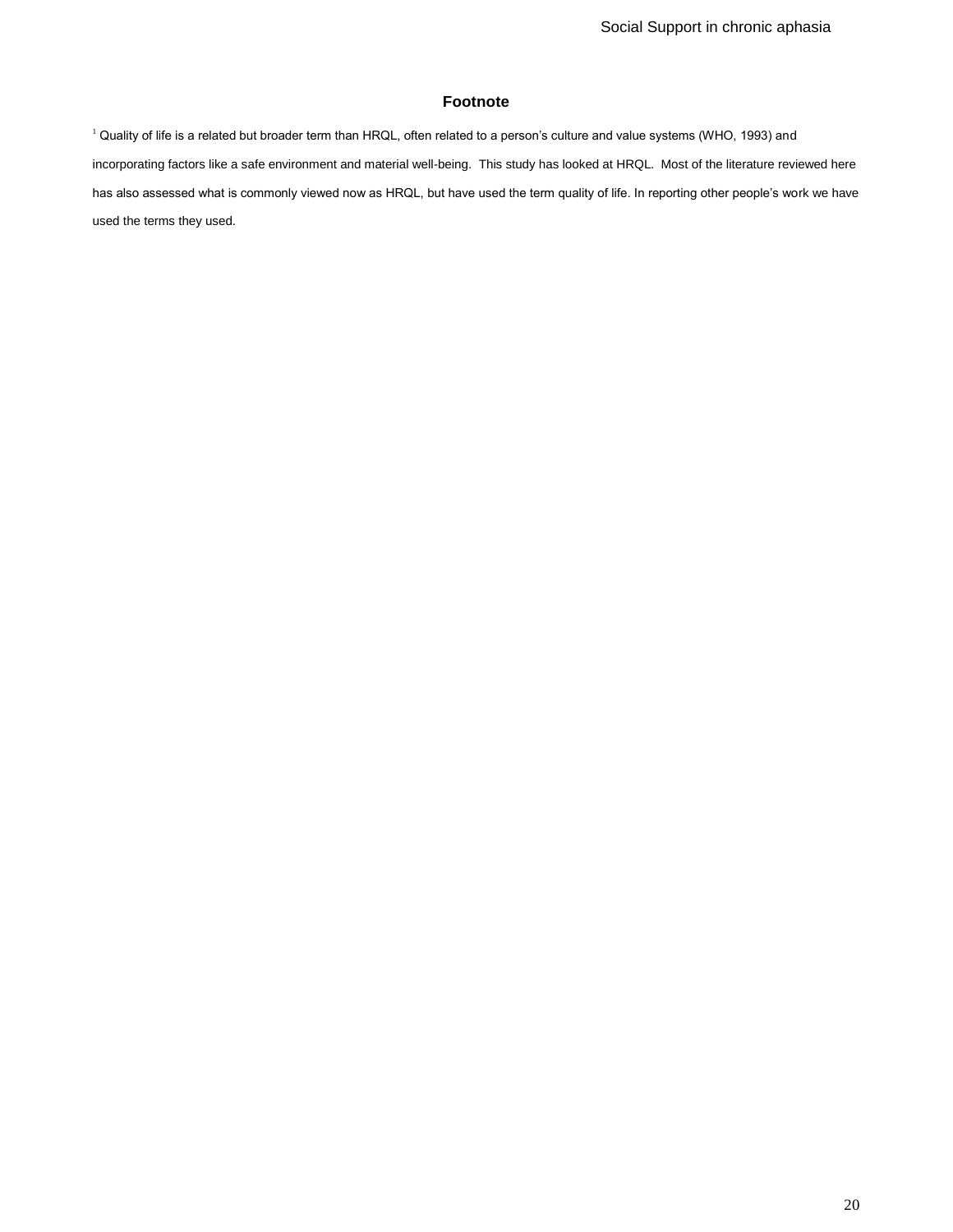## Footnote

[1] Quality of life is a related but broader term than HRQL, often related to a person's culture and value systems (WHO, 1993) and incorporating factors like a safe environment and material well-being. This study has looked at HRQL. Most of the literature reviewed here has also assessed what is commonly viewed now as HRQL, but have used the term quality of life. In reporting other people's work we have used the terms they used.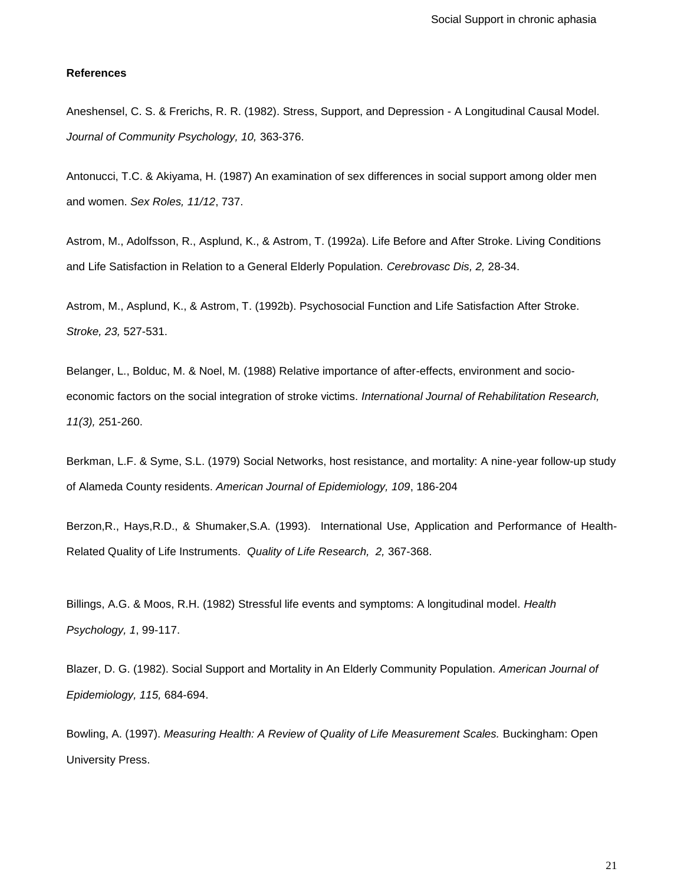**References**

Aneshensel, C. S. & Frerichs, R. R. (1982). Stress, Support, and Depression - A Longitudinal Causal Model. *Journal of Community Psychology, 10,* 363-376.

Antonucci, T.C. & Akiyama, H. (1987) An examination of sex differences in social support among older men and women. *Sex Roles, 11/12*, 737.

Astrom, M., Adolfsson, R., Asplund, K., & Astrom, T. (1992a). Life Before and After Stroke. Living Conditions and Life Satisfaction in Relation to a General Elderly Population. *Cerebrovasc Dis, 2,* 28-34.

Astrom, M., Asplund, K., & Astrom, T. (1992b). Psychosocial Function and Life Satisfaction After Stroke. *Stroke, 23,* 527-531.

Belanger, L., Bolduc, M. & Noel, M. (1988) Relative importance of after-effects, environment and socio-economic factors on the social integration of stroke victims. *International Journal of Rehabilitation Research, 11(3),* 251-260.

Berkman, L.F. & Syme, S.L. (1979) Social Networks, host resistance, and mortality: A nine-year follow-up study of Alameda County residents. *American Journal of Epidemiology, 109*, 186-204

Berzon,R., Hays,R.D., & Shumaker,S.A. (1993). International Use, Application and Performance of Health-Related Quality of Life Instruments. *Quality of Life Research, 2,* 367-368.

Billings, A.G. & Moos, R.H. (1982) Stressful life events and symptoms: A longitudinal model. *Health Psychology, 1*, 99-117.

Blazer, D. G. (1982). Social Support and Mortality in An Elderly Community Population. *American Journal of Epidemiology, 115,* 684-694.

Bowling, A. (1997). *Measuring Health: A Review of Quality of Life Measurement Scales.* Buckingham: Open University Press.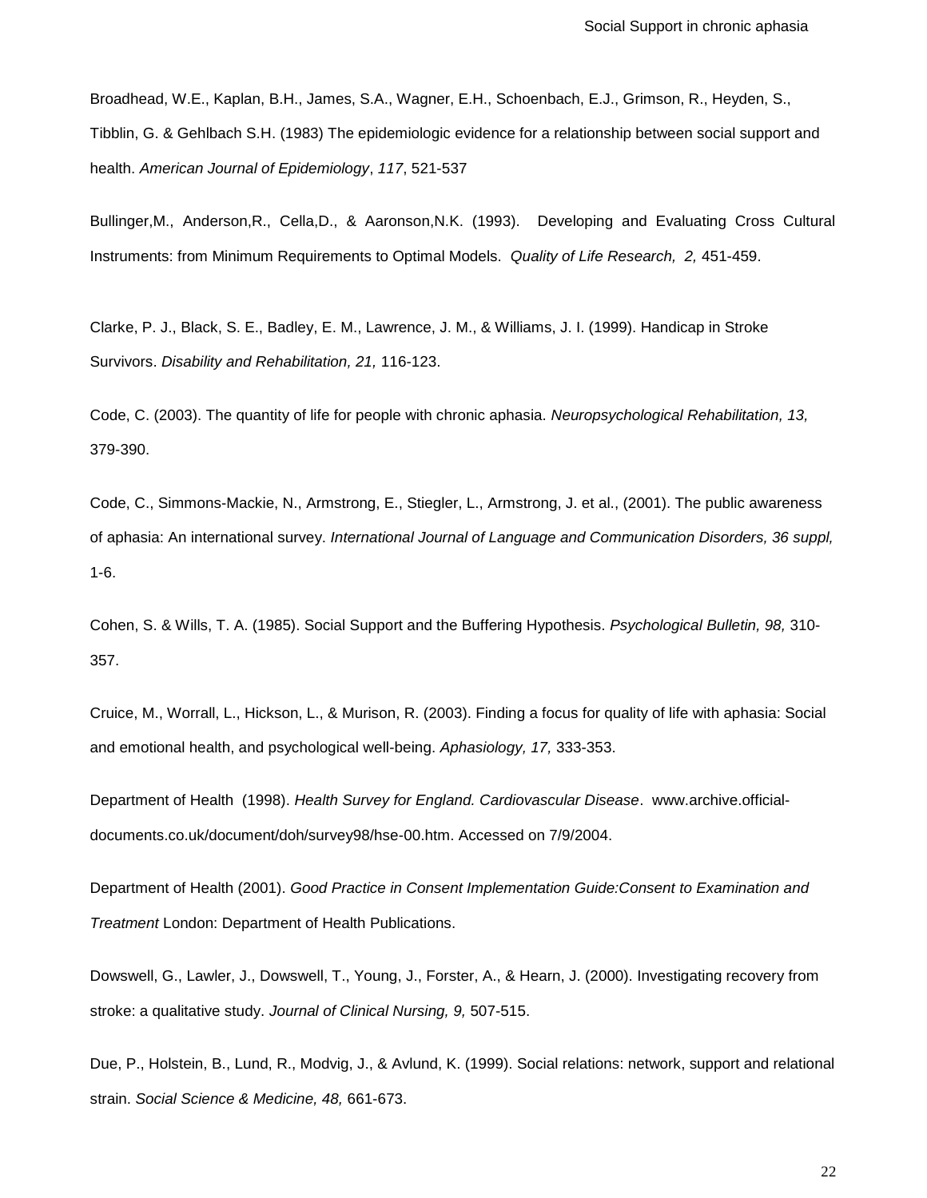Broadhead, W.E., Kaplan, B.H., James, S.A., Wagner, E.H., Schoenbach, E.J., Grimson, R., Heyden, S., Tibblin, G. & Gehlbach S.H. (1983) The epidemiologic evidence for a relationship between social support and health. *American Journal of Epidemiology*, *117*, 521-537

Bullinger,M., Anderson,R., Cella,D., & Aaronson,N.K. (1993). Developing and Evaluating Cross Cultural Instruments: from Minimum Requirements to Optimal Models. *Quality of Life Research, 2,* 451-459.

Clarke, P. J., Black, S. E., Badley, E. M., Lawrence, J. M., & Williams, J. I. (1999). Handicap in Stroke Survivors. *Disability and Rehabilitation, 21,* 116-123.

Code, C. (2003). The quantity of life for people with chronic aphasia. *Neuropsychological Rehabilitation, 13,* 379-390.

Code, C., Simmons-Mackie, N., Armstrong, E., Stiegler, L., Armstrong, J. et al., (2001). The public awareness of aphasia: An international survey. *International Journal of Language and Communication Disorders, 36 suppl,* 1-6.

Cohen, S. & Wills, T. A. (1985). Social Support and the Buffering Hypothesis. *Psychological Bulletin, 98,* 310-357.

Cruice, M., Worrall, L., Hickson, L., & Murison, R. (2003). Finding a focus for quality of life with aphasia: Social and emotional health, and psychological well-being. *Aphasiology, 17,* 333-353.

Department of Health (1998). *Health Survey for England. Cardiovascular Disease*. www.archive.official-documents.co.uk/document/doh/survey98/hse-00.htm. Accessed on 7/9/2004.

Department of Health (2001). *Good Practice in Consent Implementation Guide:Consent to Examination and Treatment* London: Department of Health Publications.

Dowswell, G., Lawler, J., Dowswell, T., Young, J., Forster, A., & Hearn, J. (2000). Investigating recovery from stroke: a qualitative study. *Journal of Clinical Nursing, 9,* 507-515.

Due, P., Holstein, B., Lund, R., Modvig, J., & Avlund, K. (1999). Social relations: network, support and relational strain. *Social Science & Medicine, 48,* 661-673.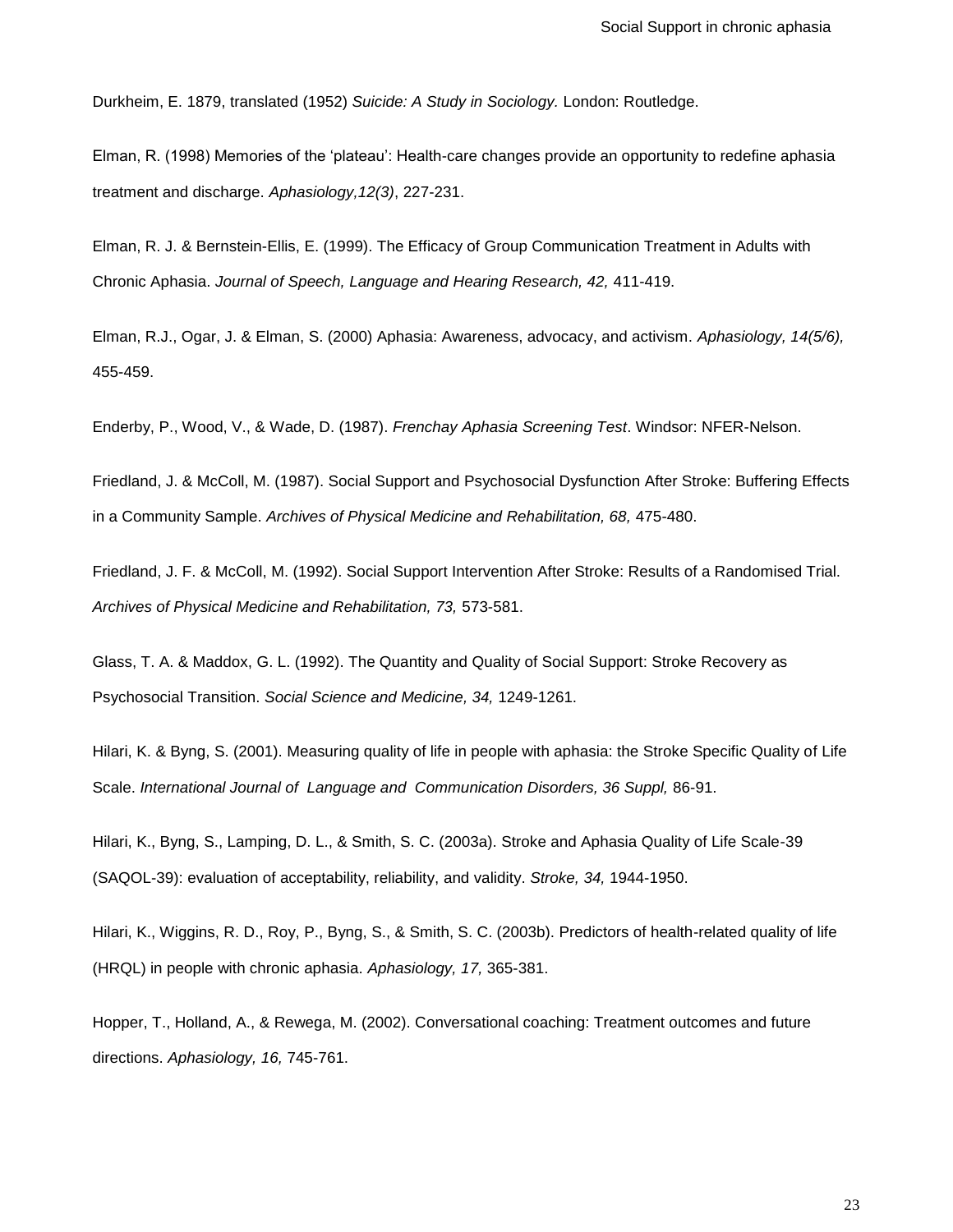Durkheim, E. 1879, translated (1952) *Suicide: A Study in Sociology.* London: Routledge.

Elman, R. (1998) Memories of the 'plateau': Health-care changes provide an opportunity to redefine aphasia treatment and discharge. *Aphasiology,12(3)*, 227-231.

Elman, R. J. & Bernstein-Ellis, E. (1999). The Efficacy of Group Communication Treatment in Adults with Chronic Aphasia. *Journal of Speech, Language and Hearing Research, 42,* 411-419.

Elman, R.J., Ogar, J. & Elman, S. (2000) Aphasia: Awareness, advocacy, and activism. *Aphasiology, 14(5/6),* 455-459.

Enderby, P., Wood, V., & Wade, D. (1987). *Frenchay Aphasia Screening Test*. Windsor: NFER-Nelson.

Friedland, J. & McColl, M. (1987). Social Support and Psychosocial Dysfunction After Stroke: Buffering Effects in a Community Sample. *Archives of Physical Medicine and Rehabilitation, 68,* 475-480.

Friedland, J. F. & McColl, M. (1992). Social Support Intervention After Stroke: Results of a Randomised Trial. *Archives of Physical Medicine and Rehabilitation, 73,* 573-581.

Glass, T. A. & Maddox, G. L. (1992). The Quantity and Quality of Social Support: Stroke Recovery as Psychosocial Transition. *Social Science and Medicine, 34,* 1249-1261.

Hilari, K. & Byng, S. (2001). Measuring quality of life in people with aphasia: the Stroke Specific Quality of Life Scale. *International Journal of Language and Communication Disorders, 36 Suppl,* 86-91.

Hilari, K., Byng, S., Lamping, D. L., & Smith, S. C. (2003a). Stroke and Aphasia Quality of Life Scale-39 (SAQOL-39): evaluation of acceptability, reliability, and validity. *Stroke, 34,* 1944-1950.

Hilari, K., Wiggins, R. D., Roy, P., Byng, S., & Smith, S. C. (2003b). Predictors of health-related quality of life (HRQL) in people with chronic aphasia. *Aphasiology, 17,* 365-381.

Hopper, T., Holland, A., & Rewega, M. (2002). Conversational coaching: Treatment outcomes and future directions. *Aphasiology, 16,* 745-761.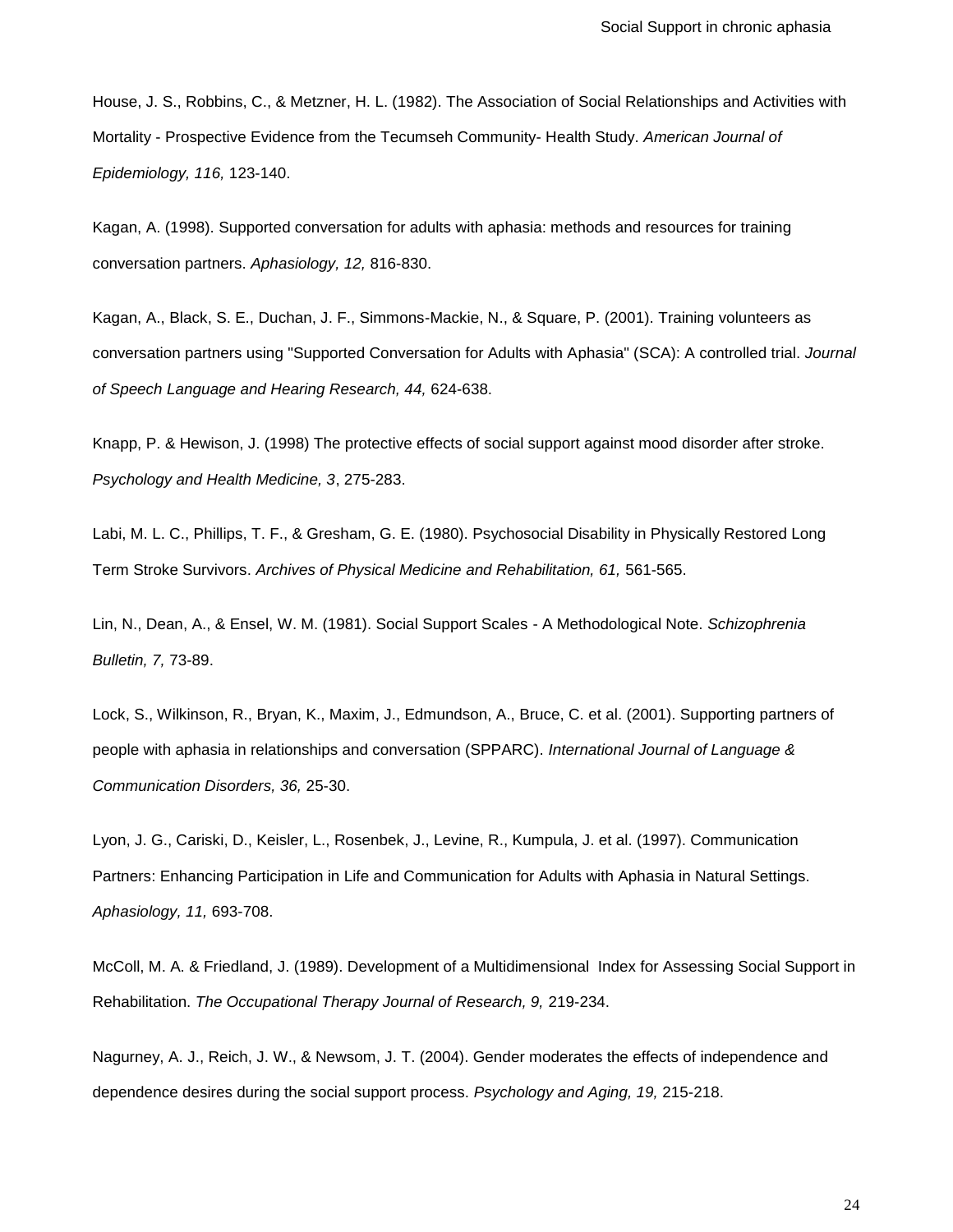House, J. S., Robbins, C., & Metzner, H. L. (1982). The Association of Social Relationships and Activities with Mortality - Prospective Evidence from the Tecumseh Community- Health Study. *American Journal of Epidemiology, 116,* 123-140.

Kagan, A. (1998). Supported conversation for adults with aphasia: methods and resources for training conversation partners. *Aphasiology, 12,* 816-830.

Kagan, A., Black, S. E., Duchan, J. F., Simmons-Mackie, N., & Square, P. (2001). Training volunteers as conversation partners using "Supported Conversation for Adults with Aphasia" (SCA): A controlled trial. *Journal of Speech Language and Hearing Research, 44,* 624-638.

Knapp, P. & Hewison, J. (1998) The protective effects of social support against mood disorder after stroke. *Psychology and Health Medicine, 3*, 275-283.

Labi, M. L. C., Phillips, T. F., & Gresham, G. E. (1980). Psychosocial Disability in Physically Restored Long Term Stroke Survivors. *Archives of Physical Medicine and Rehabilitation, 61,* 561-565.

Lin, N., Dean, A., & Ensel, W. M. (1981). Social Support Scales - A Methodological Note. *Schizophrenia Bulletin, 7,* 73-89.

Lock, S., Wilkinson, R., Bryan, K., Maxim, J., Edmundson, A., Bruce, C. et al. (2001). Supporting partners of people with aphasia in relationships and conversation (SPPARC). *International Journal of Language & Communication Disorders, 36,* 25-30.

Lyon, J. G., Cariski, D., Keisler, L., Rosenbek, J., Levine, R., Kumpula, J. et al. (1997). Communication Partners: Enhancing Participation in Life and Communication for Adults with Aphasia in Natural Settings. *Aphasiology, 11,* 693-708.

McColl, M. A. & Friedland, J. (1989). Development of a Multidimensional Index for Assessing Social Support in Rehabilitation. *The Occupational Therapy Journal of Research, 9,* 219-234.

Nagurney, A. J., Reich, J. W., & Newsom, J. T. (2004). Gender moderates the effects of independence and dependence desires during the social support process. *Psychology and Aging, 19,* 215-218.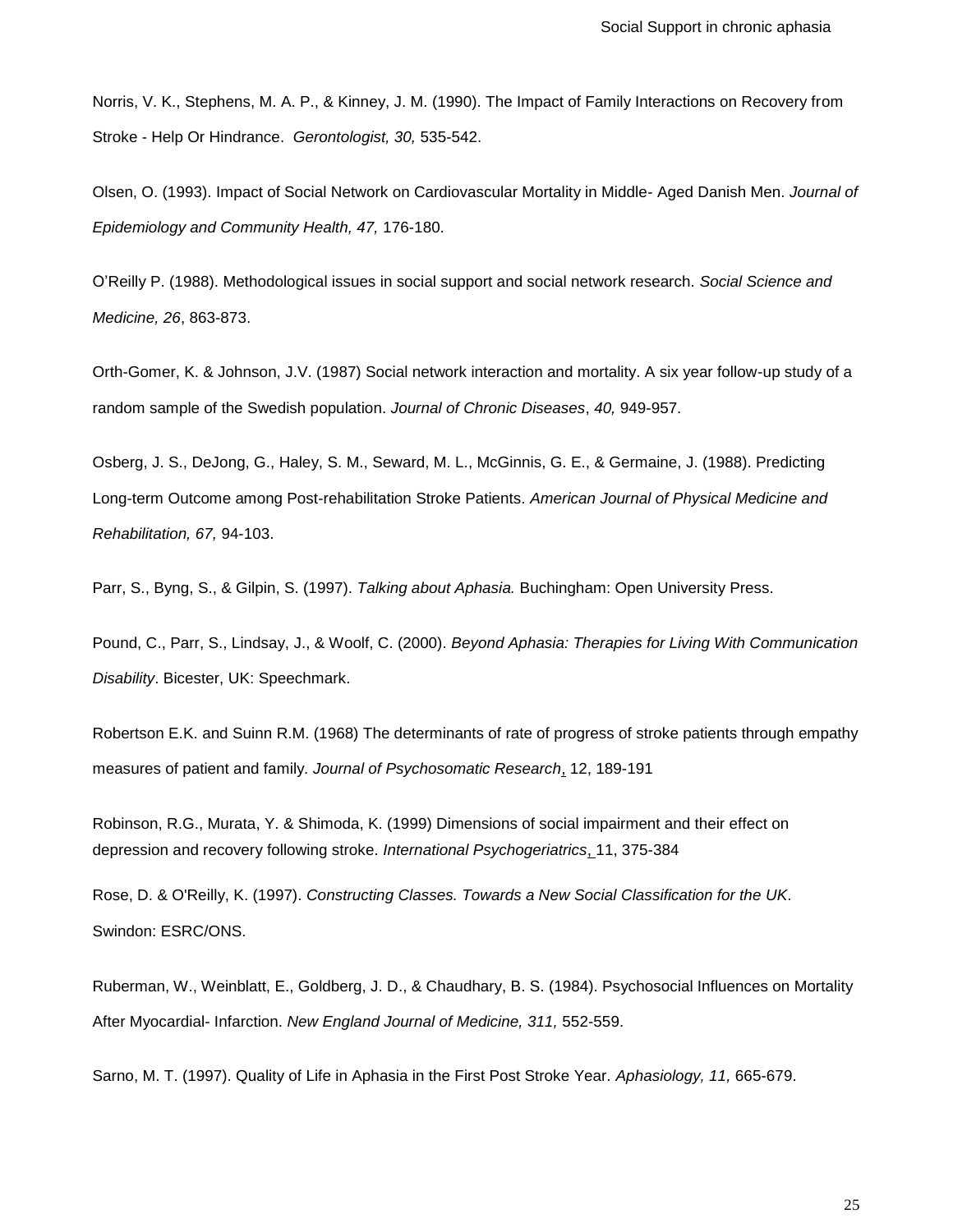Norris, V. K., Stephens, M. A. P., & Kinney, J. M. (1990). The Impact of Family Interactions on Recovery from Stroke - Help Or Hindrance. *Gerontologist, 30,* 535-542.

Olsen, O. (1993). Impact of Social Network on Cardiovascular Mortality in Middle- Aged Danish Men. *Journal of Epidemiology and Community Health, 47,* 176-180.

O'Reilly P. (1988). Methodological issues in social support and social network research. *Social Science and Medicine, 26*, 863-873.

Orth-Gomer, K. & Johnson, J.V. (1987) Social network interaction and mortality. A six year follow-up study of a random sample of the Swedish population. *Journal of Chronic Diseases*, *40,* 949-957.

Osberg, J. S., DeJong, G., Haley, S. M., Seward, M. L., McGinnis, G. E., & Germaine, J. (1988). Predicting Long-term Outcome among Post-rehabilitation Stroke Patients. *American Journal of Physical Medicine and Rehabilitation, 67,* 94-103.

Parr, S., Byng, S., & Gilpin, S. (1997). *Talking about Aphasia.* Buchingham: Open University Press.

Pound, C., Parr, S., Lindsay, J., & Woolf, C. (2000). *Beyond Aphasia: Therapies for Living With Communication Disability*. Bicester, UK: Speechmark.

Robertson E.K. and Suinn R.M. (1968) The determinants of rate of progress of stroke patients through empathy measures of patient and family. *Journal of Psychosomatic Research*, 12, 189-191

Robinson, R.G., Murata, Y. & Shimoda, K. (1999) Dimensions of social impairment and their effect on depression and recovery following stroke. *International Psychogeriatrics*, 11, 375-384

Rose, D. & O'Reilly, K. (1997). *Constructing Classes. Towards a New Social Classification for the UK*. Swindon: ESRC/ONS.

Ruberman, W., Weinblatt, E., Goldberg, J. D., & Chaudhary, B. S. (1984). Psychosocial Influences on Mortality After Myocardial- Infarction. *New England Journal of Medicine, 311,* 552-559.

Sarno, M. T. (1997). Quality of Life in Aphasia in the First Post Stroke Year. *Aphasiology, 11,* 665-679.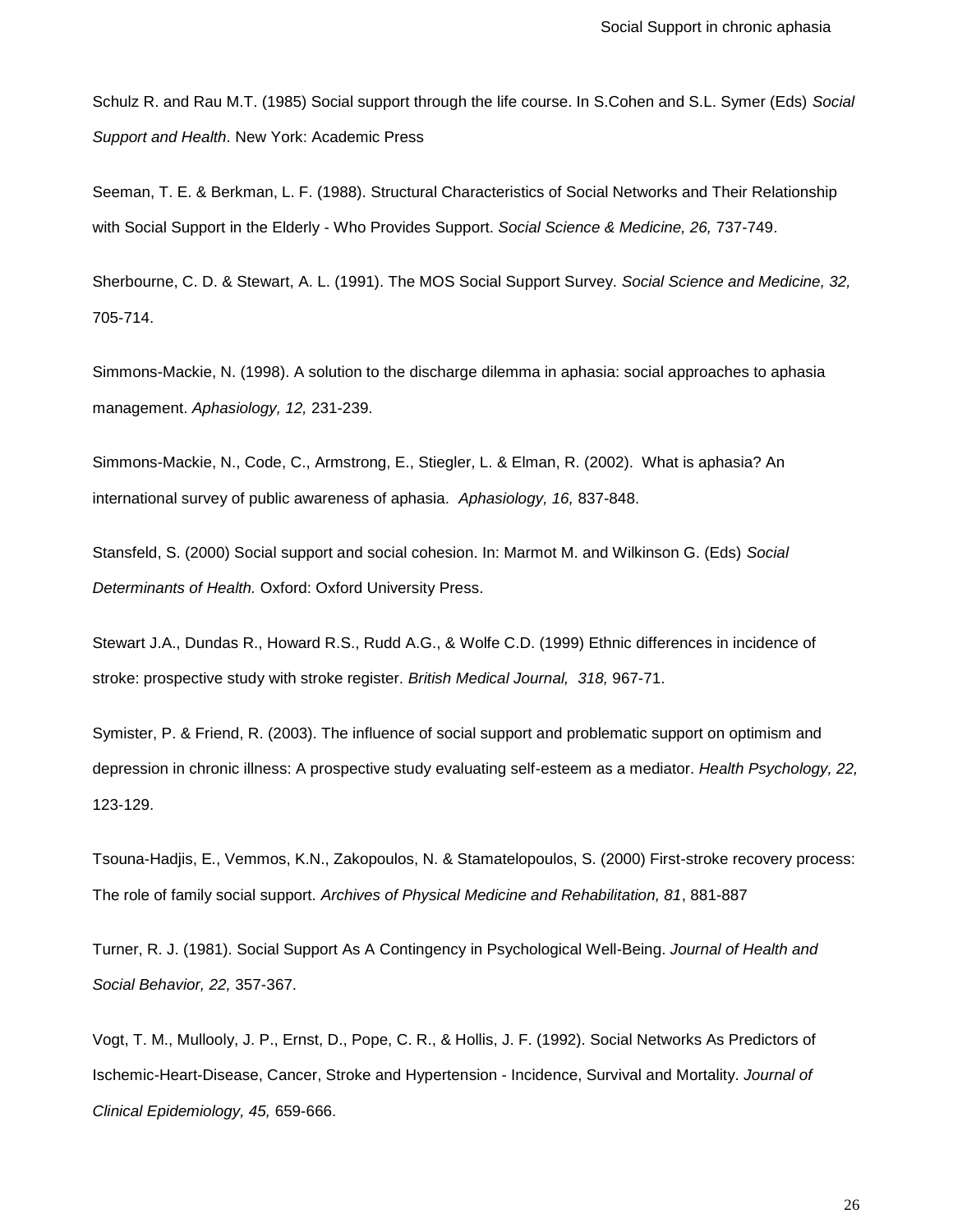Schulz R. and Rau M.T. (1985) Social support through the life course. In S.Cohen and S.L. Symer (Eds) *Social Support and Health*. New York: Academic Press

Seeman, T. E. & Berkman, L. F. (1988). Structural Characteristics of Social Networks and Their Relationship with Social Support in the Elderly - Who Provides Support. *Social Science & Medicine, 26,* 737-749.

Sherbourne, C. D. & Stewart, A. L. (1991). The MOS Social Support Survey. *Social Science and Medicine, 32,* 705-714.

Simmons-Mackie, N. (1998). A solution to the discharge dilemma in aphasia: social approaches to aphasia management. *Aphasiology, 12,* 231-239.

Simmons-Mackie, N., Code, C., Armstrong, E., Stiegler, L. & Elman, R. (2002). What is aphasia? An international survey of public awareness of aphasia. *Aphasiology, 16,* 837-848.

Stansfeld, S. (2000) Social support and social cohesion. In: Marmot M. and Wilkinson G. (Eds) *Social Determinants of Health.* Oxford: Oxford University Press.

Stewart J.A., Dundas R., Howard R.S., Rudd A.G., & Wolfe C.D. (1999) Ethnic differences in incidence of stroke: prospective study with stroke register. *British Medical Journal, 318,* 967-71.

Symister, P. & Friend, R. (2003). The influence of social support and problematic support on optimism and depression in chronic illness: A prospective study evaluating self-esteem as a mediator. *Health Psychology, 22,* 123-129.

Tsouna-Hadjis, E., Vemmos, K.N., Zakopoulos, N. & Stamatelopoulos, S. (2000) First-stroke recovery process: The role of family social support. *Archives of Physical Medicine and Rehabilitation, 81*, 881-887

Turner, R. J. (1981). Social Support As A Contingency in Psychological Well-Being. *Journal of Health and Social Behavior, 22,* 357-367.

Vogt, T. M., Mullooly, J. P., Ernst, D., Pope, C. R., & Hollis, J. F. (1992). Social Networks As Predictors of Ischemic-Heart-Disease, Cancer, Stroke and Hypertension - Incidence, Survival and Mortality. *Journal of Clinical Epidemiology, 45,* 659-666.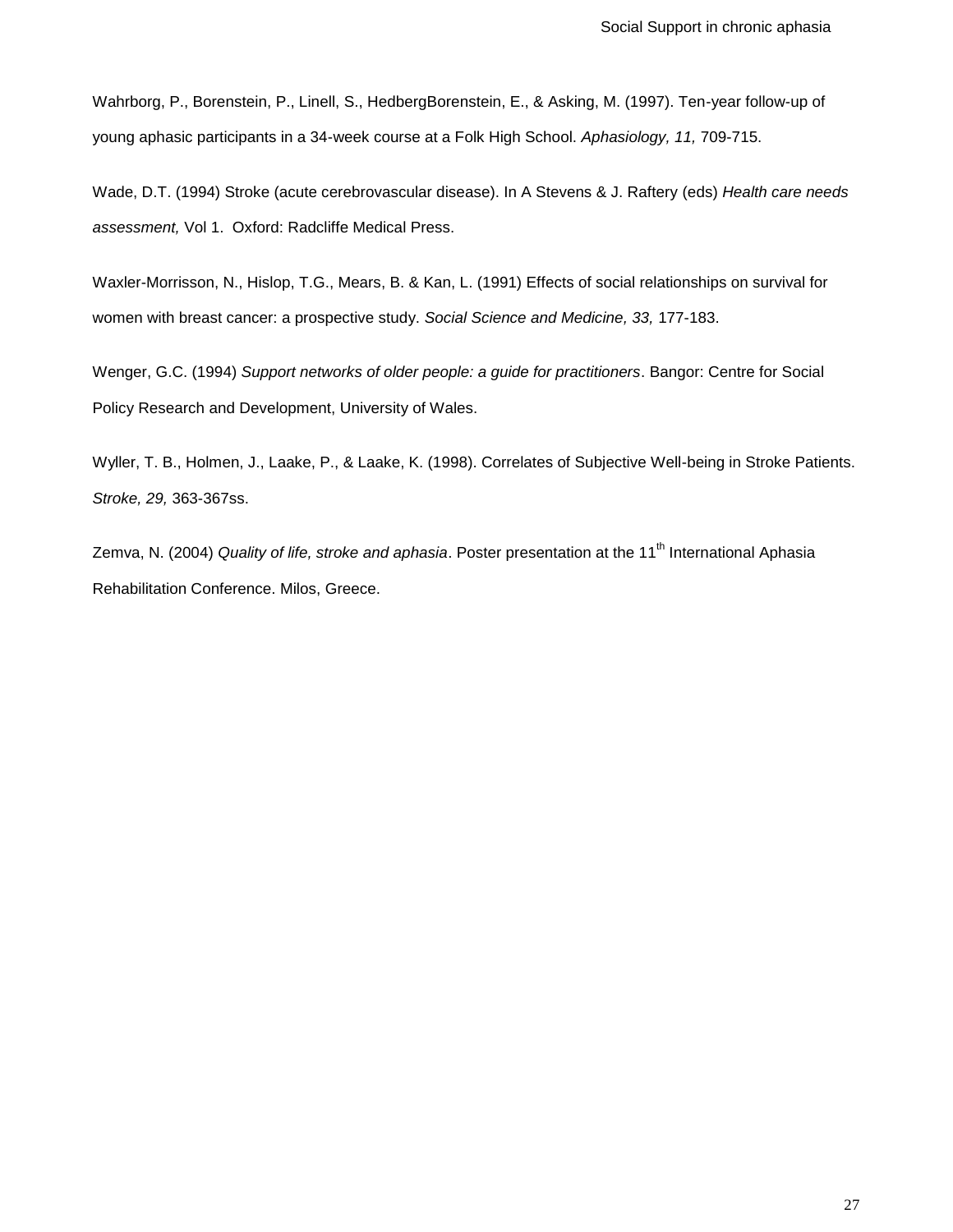Wahrborg, P., Borenstein, P., Linell, S., HedbergBorenstein, E., & Asking, M. (1997). Ten-year follow-up of young aphasic participants in a 34-week course at a Folk High School. *Aphasiology, 11,* 709-715.

Wade, D.T. (1994) Stroke (acute cerebrovascular disease). In A Stevens & J. Raftery (eds) *Health care needs assessment,* Vol 1. Oxford: Radcliffe Medical Press.

Waxler-Morrisson, N., Hislop, T.G., Mears, B. & Kan, L. (1991) Effects of social relationships on survival for women with breast cancer: a prospective study. *Social Science and Medicine, 33,* 177-183.

Wenger, G.C. (1994) *Support networks of older people: a guide for practitioners*. Bangor: Centre for Social Policy Research and Development, University of Wales.

Wyller, T. B., Holmen, J., Laake, P., & Laake, K. (1998). Correlates of Subjective Well-being in Stroke Patients. *Stroke, 29,* 363-367ss.

Zemva, N. (2004) *Quality of life, stroke and aphasia*. Poster presentation at the 11th International Aphasia Rehabilitation Conference. Milos, Greece.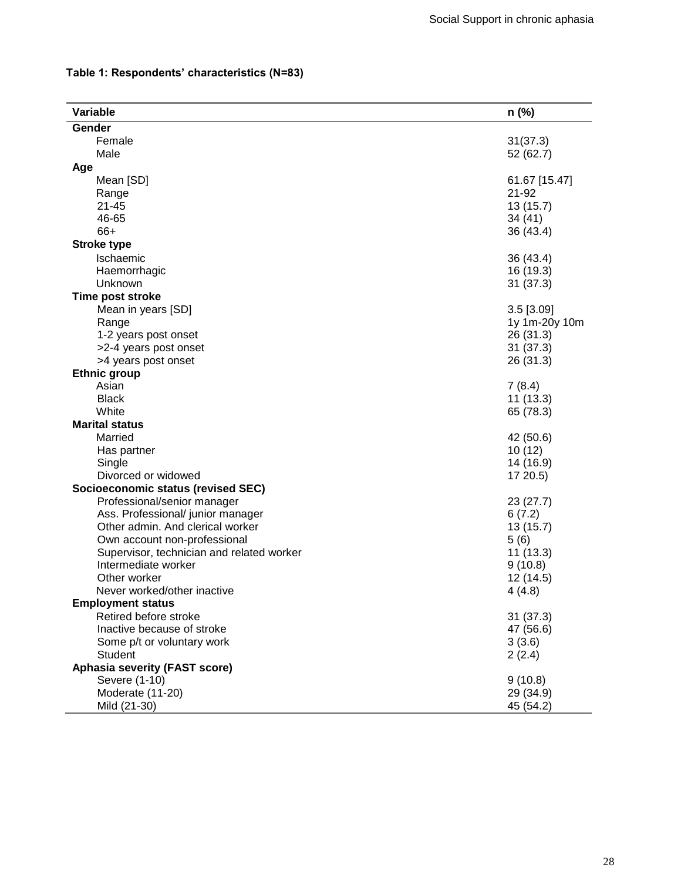**Table 1: Respondents' characteristics (N=83)**

| Variable | n (%) |
|---|---|
| **Gender** | |
| Female | 31(37.3) |
| Male | 52 (62.7) |
| **Age** | |
| Mean [SD] | 61.67 [15.47] |
| Range | 21-92 |
| 21-45 | 13 (15.7) |
| 46-65 | 34 (41) |
| 66+ | 36 (43.4) |
| **Stroke type** | |
| Ischaemic | 36 (43.4) |
| Haemorrhagic | 16 (19.3) |
| Unknown | 31 (37.3) |
| **Time post stroke** | |
| Mean in years [SD] | 3.5 [3.09] |
| Range | 1y 1m-20y 10m |
| 1-2 years post onset | 26 (31.3) |
| >2-4 years post onset | 31 (37.3) |
| >4 years post onset | 26 (31.3) |
| **Ethnic group** | |
| Asian | 7 (8.4) |
| Black | 11 (13.3) |
| White | 65 (78.3) |
| **Marital status** | |
| Married | 42 (50.6) |
| Has partner | 10 (12) |
| Single | 14 (16.9) |
| Divorced or widowed | 17 20.5) |
| **Socioeconomic status (revised SEC)** | |
| Professional/senior manager | 23 (27.7) |
| Ass. Professional/ junior manager | 6 (7.2) |
| Other admin. And clerical worker | 13 (15.7) |
| Own account non-professional | 5 (6) |
| Supervisor, technician and related worker | 11 (13.3) |
| Intermediate worker | 9 (10.8) |
| Other worker | 12 (14.5) |
| Never worked/other inactive | 4 (4.8) |
| **Employment status** | |
| Retired before stroke | 31 (37.3) |
| Inactive because of stroke | 47 (56.6) |
| Some p/t or voluntary work | 3 (3.6) |
| Student | 2 (2.4) |
| **Aphasia severity (FAST score)** | |
| Severe (1-10) | 9 (10.8) |
| Moderate (11-20) | 29 (34.9) |
| Mild (21-30) | 45 (54.2) |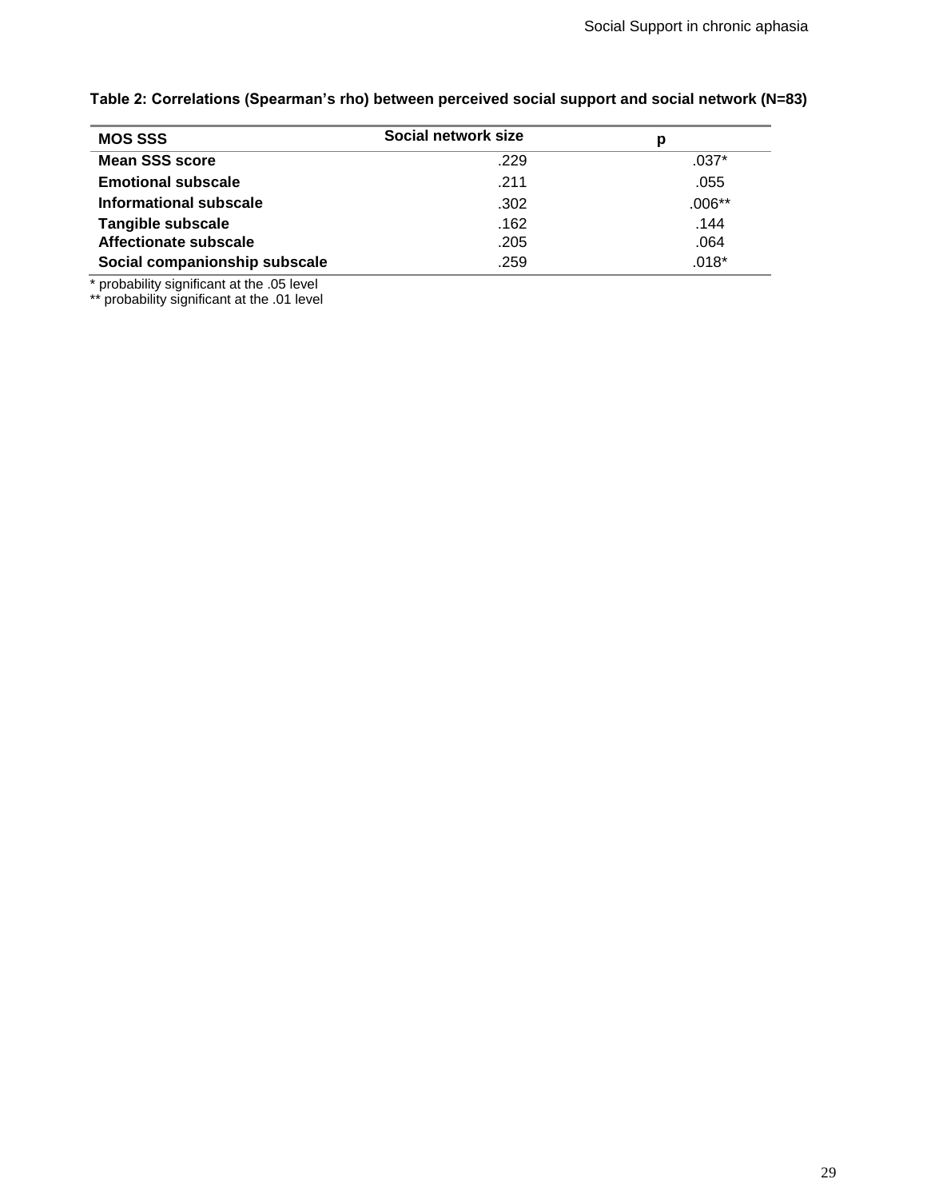**Table 2: Correlations (Spearman's rho) between perceived social support and social network (N=83)**

| MOS SSS | Social network size | p |
|---|---|---|
| **Mean SSS score** | .229 | .037* |
| **Emotional subscale** | .211 | .055 |
| **Informational subscale** | .302 | .006** |
| **Tangible subscale** | .162 | .144 |
| **Affectionate subscale** | .205 | .064 |
| **Social companionship subscale** | .259 | .018* |

\* probability significant at the .05 level
\*\* probability significant at the .01 level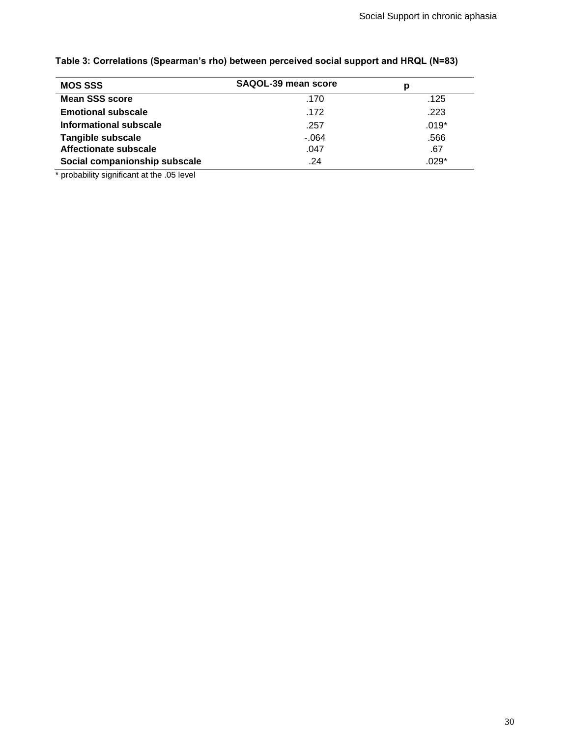**Table 3: Correlations (Spearman's rho) between perceived social support and HRQL (N=83)**

| MOS SSS | SAQOL-39 mean score | p |
|---|---|---|
| **Mean SSS score** | .170 | .125 |
| **Emotional subscale** | .172 | .223 |
| **Informational subscale** | .257 | .019* |
| **Tangible subscale** | -.064 | .566 |
| **Affectionate subscale** | .047 | .67 |
| **Social companionship subscale** | .24 | .029* |

* probability significant at the .05 level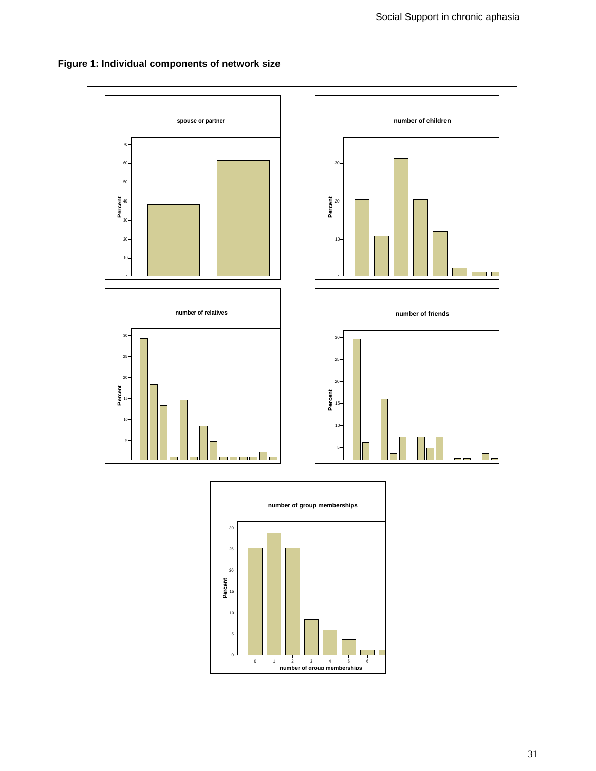**Figure 1: Individual components of network size**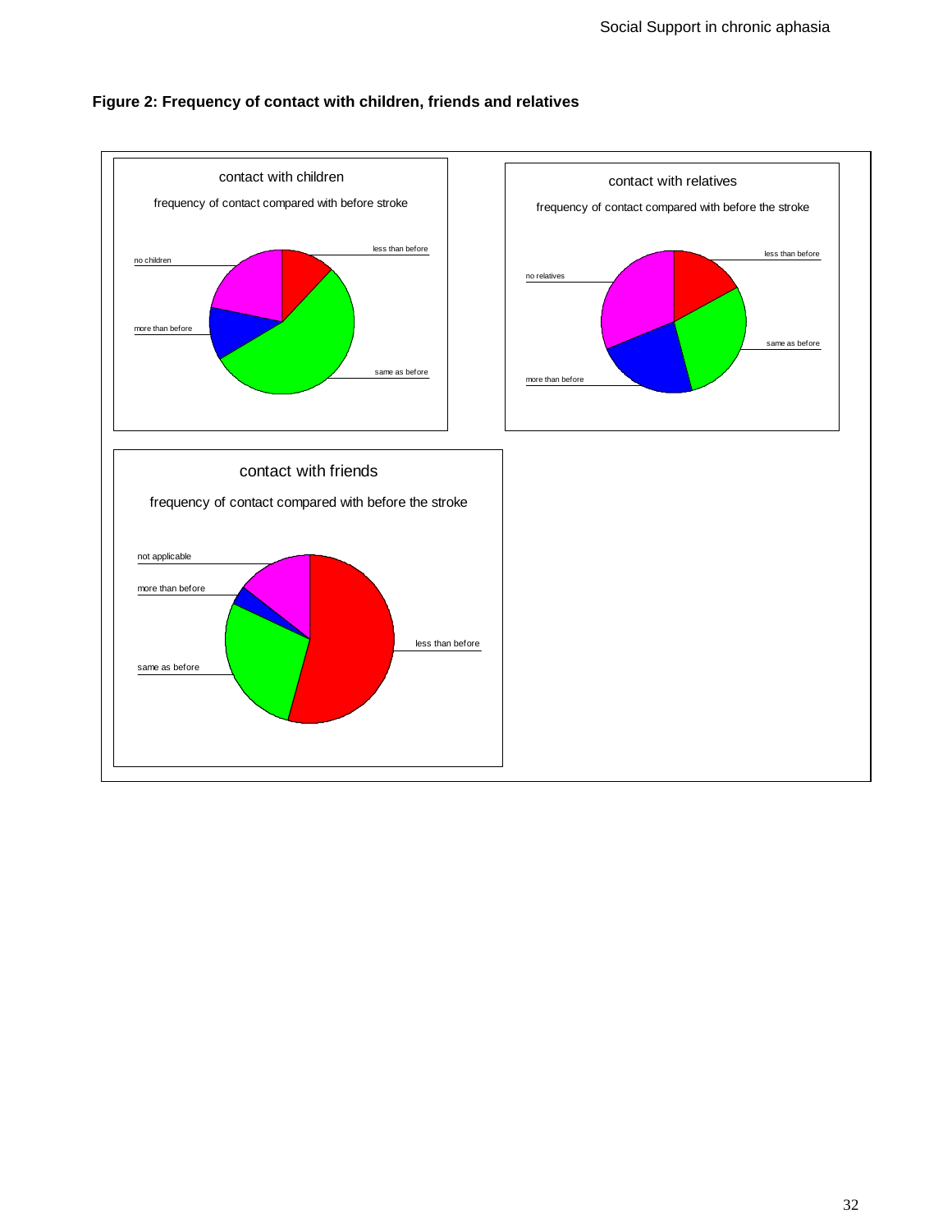**Figure 2: Frequency of contact with children, friends and relatives**

contact with children

frequency of contact compared with before stroke

no children

less than before

more than before

same as before

contact with relatives

frequency of contact compared with before the stroke

less than before

no relatives

same as before

more than before

contact with friends

frequency of contact compared with before the stroke

not applicable

more than before

less than before

same as before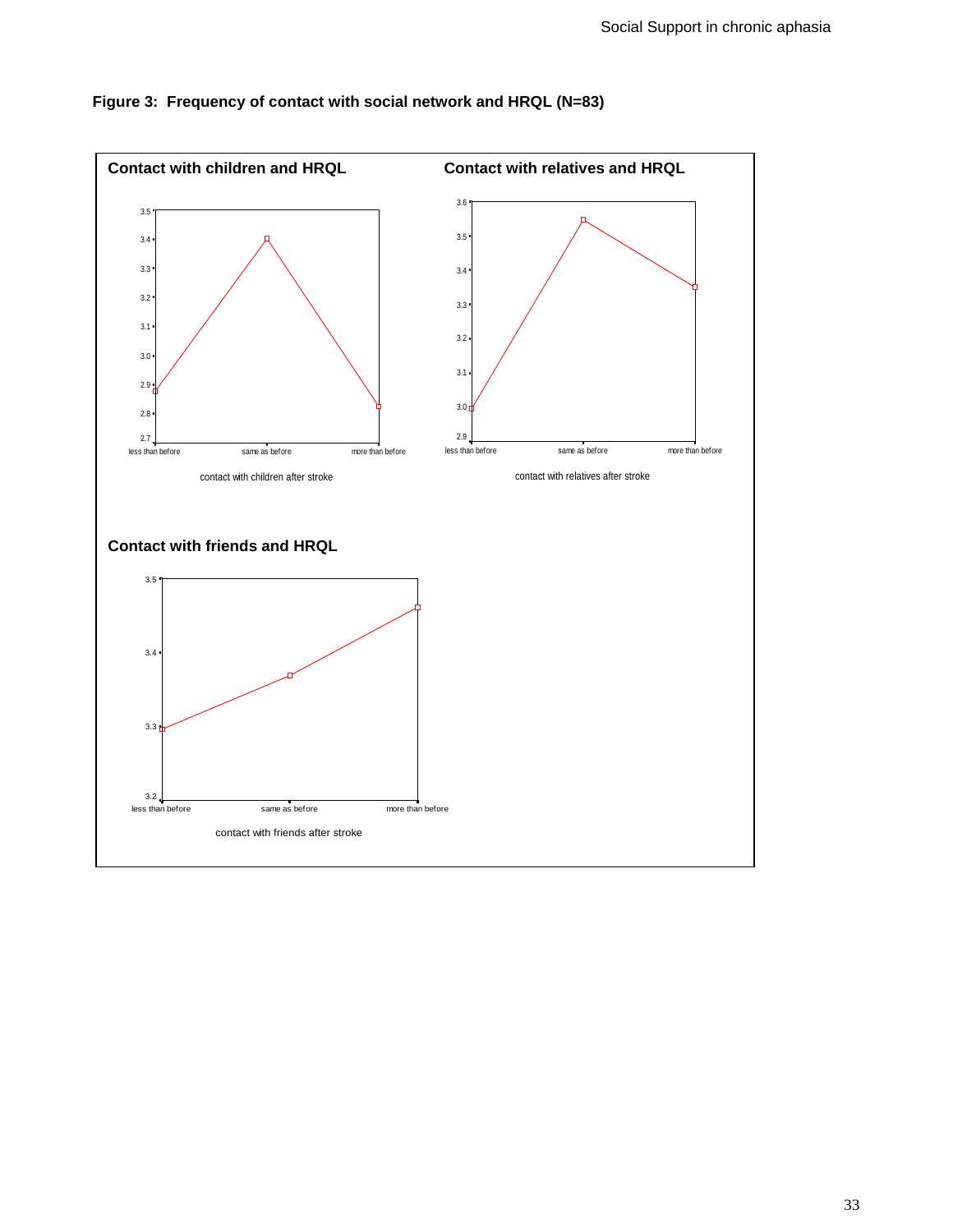**Figure 3: Frequency of contact with social network and HRQL (N=83)**

**Contact with children and HRQL**

3.5
3.4
3.3
3.2
3.1
3.0
2.9
2.8
2.7

less than before
same as before
more than before

contact with children after stroke

**Contact with relatives and HRQL**

3.6
3.5
3.4
3.3
3.2
3.1
3.0
2.9

less than before
same as before
more than before

contact with relatives after stroke

**Contact with friends and HRQL**

3.5
3.4
3.3
3.2

less than before
same as before
more than before

contact with friends after stroke